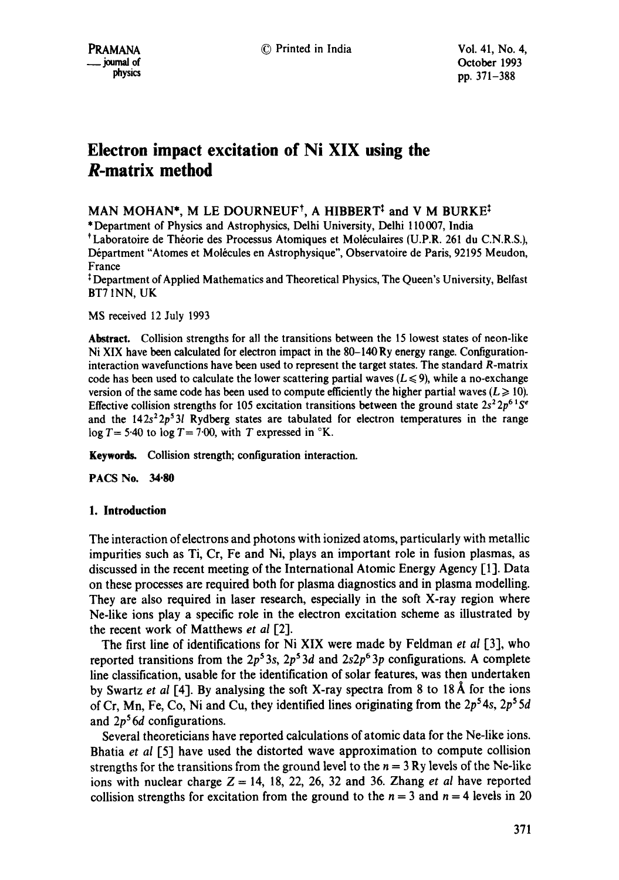# Electron impact excitation of Ni XIX using the R-matrix method

MAN MOHAN*, M LE DOURNEUF†, A HIBBERT‡ and V M BURKE‡

*Department of Physics and Astrophysics, Delhi University, Delhi 110 007, India

†Laboratoire de Théorie des Processus Atomiques et Moléculaires (U.P.R. 261 du C.N.R.S.), Départment "Atomes et Molécules en Astrophysique", Observatoire de Paris, 92195 Meudon, France

‡Department of Applied Mathematics and Theoretical Physics, The Queen's University, Belfast BT7 1NN, UK

MS received 12 July 1993

**Abstract.** Collision strengths for all the transitions between the 15 lowest states of neon-like Ni XIX have been calculated for electron impact in the 80–140 Ry energy range. Configuration-interaction wavefunctions have been used to represent the target states. The standard R-matrix code has been used to calculate the lower scattering partial waves ($L \leqslant 9$), while a no-exchange version of the same code has been used to compute efficiently the higher partial waves ($L \geqslant 10$). Effective collision strengths for 105 excitation transitions between the ground state $2s^2 2p^6\,{}^1S^e$ and the $14\,2s^2 2p^5 3l$ Rydberg states are tabulated for electron temperatures in the range $\log T = 5{\cdot}40$ to $\log T = 7{\cdot}00$, with $T$ expressed in °K.

**Keywords.** Collision strength; configuration interaction.

**PACS No. 34·80**

## 1. Introduction

The interaction of electrons and photons with ionized atoms, particularly with metallic impurities such as Ti, Cr, Fe and Ni, plays an important role in fusion plasmas, as discussed in the recent meeting of the International Atomic Energy Agency [1]. Data on these processes are required both for plasma diagnostics and in plasma modelling. They are also required in laser research, especially in the soft X-ray region where Ne-like ions play a specific role in the electron excitation scheme as illustrated by the recent work of Matthews *et al* [2].

The first line of identifications for Ni XIX were made by Feldman *et al* [3], who reported transitions from the $2p^5 3s$, $2p^5 3d$ and $2s2p^6 3p$ configurations. A complete line classification, usable for the identification of solar features, was then undertaken by Swartz *et al* [4]. By analysing the soft X-ray spectra from 8 to 18 Å for the ions of Cr, Mn, Fe, Co, Ni and Cu, they identified lines originating from the $2p^5 4s$, $2p^5 5d$ and $2p^5 6d$ configurations.

Several theoreticians have reported calculations of atomic data for the Ne-like ions. Bhatia *et al* [5] have used the distorted wave approximation to compute collision strengths for the transitions from the ground level to the $n = 3$ Ry levels of the Ne-like ions with nuclear charge $Z = 14$, 18, 22, 26, 32 and 36. Zhang *et al* have reported collision strengths for excitation from the ground to the $n = 3$ and $n = 4$ levels in 20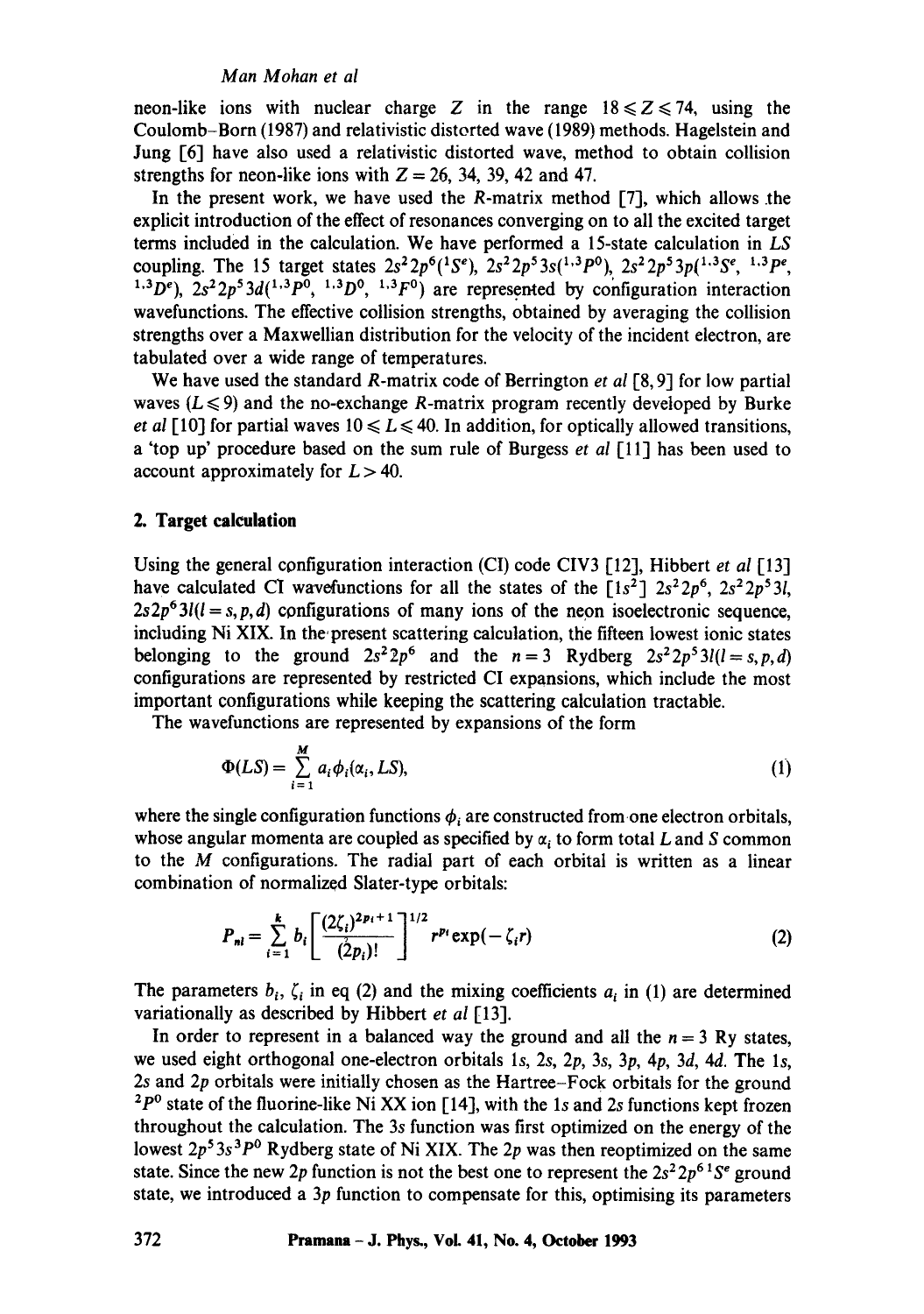neon-like ions with nuclear charge $Z$ in the range $18 \leqslant Z \leqslant 74$, using the Coulomb–Born (1987) and relativistic distorted wave (1989) methods. Hagelstein and Jung [6] have also used a relativistic distorted wave, method to obtain collision strengths for neon-like ions with $Z = 26$, 34, 39, 42 and 47.

In the present work, we have used the $R$-matrix method [7], which allows the explicit introduction of the effect of resonances converging on to all the excited target terms included in the calculation. We have performed a 15-state calculation in $LS$ coupling. The 15 target states $2s^2 2p^6(^1S^e)$, $2s^2 2p^5 3s(^{1,3}P^0)$, $2s^2 2p^5 3p(^{1,3}S^e$, $^{1,3}P^e$, $^{1,3}D^e)$, $2s^2 2p^5 3d(^{1,3}P^0$, $^{1,3}D^0$, $^{1,3}F^0)$ are represented by configuration interaction wavefunctions. The effective collision strengths, obtained by averaging the collision strengths over a Maxwellian distribution for the velocity of the incident electron, are tabulated over a wide range of temperatures.

We have used the standard $R$-matrix code of Berrington *et al* [8, 9] for low partial waves ($L \leqslant 9$) and the no-exchange $R$-matrix program recently developed by Burke *et al* [10] for partial waves $10 \leqslant L \leqslant 40$. In addition, for optically allowed transitions, a 'top up' procedure based on the sum rule of Burgess *et al* [11] has been used to account approximately for $L > 40$.

## 2. Target calculation

Using the general configuration interaction (CI) code CIV3 [12], Hibbert *et al* [13] have calculated CI wavefunctions for all the states of the $[1s^2]$ $2s^2 2p^6$, $2s^2 2p^5 3l$, $2s 2p^6 3l (l = s, p, d)$ configurations of many ions of the neon isoelectronic sequence, including Ni XIX. In the present scattering calculation, the fifteen lowest ionic states belonging to the ground $2s^2 2p^6$ and the $n = 3$ Rydberg $2s^2 2p^5 3l (l = s, p, d)$ configurations are represented by restricted CI expansions, which include the most important configurations while keeping the scattering calculation tractable.

The wavefunctions are represented by expansions of the form

$$\Phi(LS) = \sum_{i=1}^{M} a_i \phi_i(\alpha_i, LS), \tag{1}$$

where the single configuration functions $\phi_i$ are constructed from one electron orbitals, whose angular momenta are coupled as specified by $\alpha_i$ to form total $L$ and $S$ common to the $M$ configurations. The radial part of each orbital is written as a linear combination of normalized Slater-type orbitals:

$$P_{nl} = \sum_{i=1}^{k} b_i \left[ \frac{(2\zeta_i)^{2p_i+1}}{(2p_i)!} \right]^{1/2} r^{p_i} \exp(-\zeta_i r) \tag{2}$$

The parameters $b_i$, $\zeta_i$ in eq (2) and the mixing coefficients $a_i$ in (1) are determined variationally as described by Hibbert *et al* [13].

In order to represent in a balanced way the ground and all the $n = 3$ Ry states, we used eight orthogonal one-electron orbitals $1s$, $2s$, $2p$, $3s$, $3p$, $4p$, $3d$, $4d$. The $1s$, $2s$ and $2p$ orbitals were initially chosen as the Hartree–Fock orbitals for the ground $^2P^0$ state of the fluorine-like Ni XX ion [14], with the $1s$ and $2s$ functions kept frozen throughout the calculation. The $3s$ function was first optimized on the energy of the lowest $2p^5 3s\,^3P^0$ Rydberg state of Ni XIX. The $2p$ was then reoptimized on the same state. Since the new $2p$ function is not the best one to represent the $2s^2 2p^6\,^1S^e$ ground state, we introduced a $3p$ function to compensate for this, optimising its parameters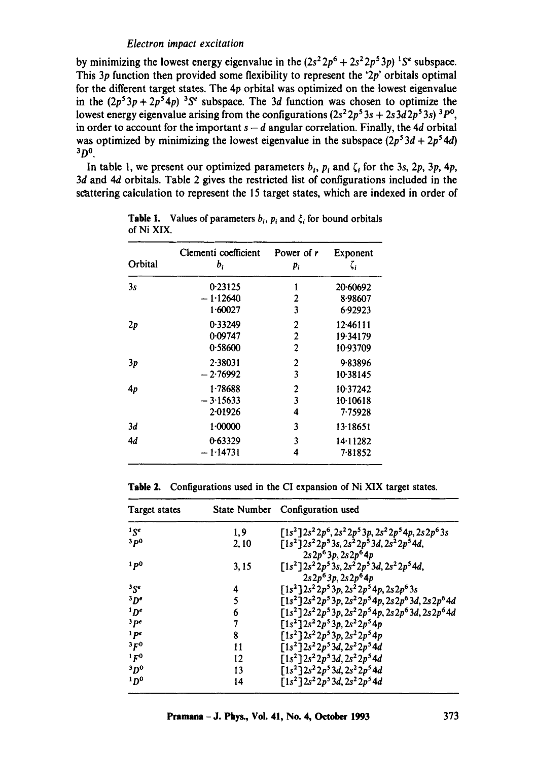by minimizing the lowest energy eigenvalue in the $(2s^2 2p^6 + 2s^2 2p^5 3p)\ ^1S^e$ subspace. This $3p$ function then provided some flexibility to represent the '$2p$' orbitals optimal for the different target states. The $4p$ orbital was optimized on the lowest eigenvalue in the $(2p^5 3p + 2p^5 4p)\ ^3S^e$ subspace. The $3d$ function was chosen to optimize the lowest energy eigenvalue arising from the configurations $(2s^2 2p^5 3s + 2s 3d 2p^5 3s)\ ^3P^0$, in order to account for the important $s-d$ angular correlation. Finally, the $4d$ orbital was optimized by minimizing the lowest eigenvalue in the subspace $(2p^5 3d + 2p^5 4d)$ $^3D^0$.

In table 1, we present our optimized parameters $b_i$, $p_i$ and $\zeta_i$ for the $3s$, $2p$, $3p$, $4p$, $3d$ and $4d$ orbitals. Table 2 gives the restricted list of configurations included in the scattering calculation to represent the 15 target states, which are indexed in order of

**Table 1.** Values of parameters $b_i$, $p_i$ and $\xi_i$ for bound orbitals of Ni XIX.

| Orbital | Clementi coefficient $b_i$ | Power of $r$ $p_i$ | Exponent $\zeta_i$ |
|---|---|---|---|
| $3s$ | 0·23125 | 1 | 20·60692 |
| | −1·12640 | 2 | 8·98607 |
| | 1·60027 | 3 | 6·92923 |
| $2p$ | 0·33249 | 2 | 12·46111 |
| | 0·09747 | 2 | 19·34179 |
| | 0·58600 | 2 | 10·93709 |
| $3p$ | 2·38031 | 2 | 9·83896 |
| | −2·76992 | 3 | 10·38145 |
| $4p$ | 1·78688 | 2 | 10·37242 |
| | −3·15633 | 3 | 10·10618 |
| | 2·01926 | 4 | 7·75928 |
| $3d$ | 1·00000 | 3 | 13·18651 |
| $4d$ | 0·63329 | 3 | 14·11282 |
| | −1·14731 | 4 | 7·81852 |

**Table 2.** Configurations used in the CI expansion of Ni XIX target states.

| Target states | State Number | Configuration used |
|---|---|---|
| $^1S^e$ | 1, 9 | $[1s^2]2s^2 2p^6, 2s^2 2p^5 3p, 2s^2 2p^5 4p, 2s 2p^6 3s$ |
| $^3P^0$ | 2, 10 | $[1s^2]2s^2 2p^5 3s, 2s^2 2p^5 3d, 2s^2 2p^5 4d,$ $2s 2p^6 3p, 2s 2p^6 4p$ |
| $^1P^0$ | 3, 15 | $[1s^2]2s^2 2p^5 3s, 2s^2 2p^5 3d, 2s^2 2p^5 4d,$ $2s 2p^6 3p, 2s 2p^6 4p$ |
| $^3S^e$ | 4 | $[1s^2]2s^2 2p^5 3p, 2s^2 2p^5 4p, 2s 2p^6 3s$ |
| $^3D^e$ | 5 | $[1s^2]2s^2 2p^5 3p, 2s^2 2p^5 4p, 2s 2p^6 3d, 2s 2p^6 4d$ |
| $^1D^e$ | 6 | $[1s^2]2s^2 2p^5 3p, 2s^2 2p^5 4p, 2s 2p^6 3d, 2s 2p^6 4d$ |
| $^3P^e$ | 7 | $[1s^2]2s^2 2p^5 3p, 2s^2 2p^5 4p$ |
| $^1P^e$ | 8 | $[1s^2]2s^2 2p^5 3p, 2s^2 2p^5 4p$ |
| $^3F^0$ | 11 | $[1s^2]2s^2 2p^5 3d, 2s^2 2p^5 4d$ |
| $^1F^0$ | 12 | $[1s^2]2s^2 2p^5 3d, 2s^2 2p^5 4d$ |
| $^3D^0$ | 13 | $[1s^2]2s^2 2p^5 3d, 2s^2 2p^5 4d$ |
| $^1D^0$ | 14 | $[1s^2]2s^2 2p^5 3d, 2s^2 2p^5 4d$ |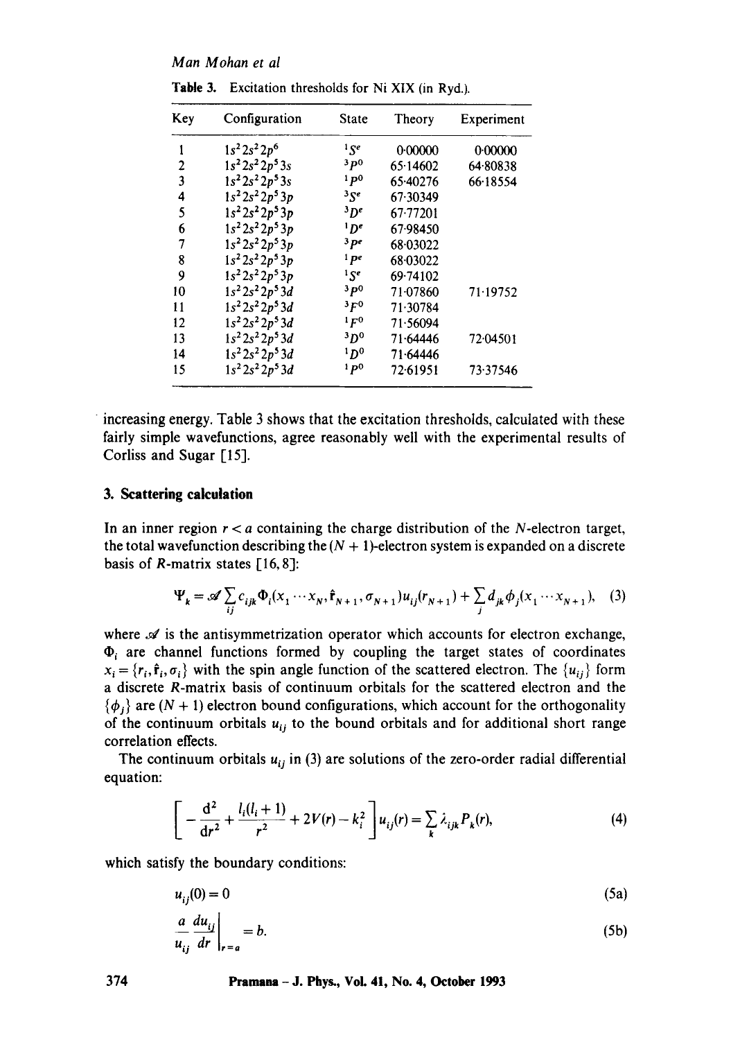Table 3. Excitation thresholds for Ni XIX (in Ryd.).

| Key | Configuration | State | Theory | Experiment |
|---|---|---|---|---|
| 1 | $1s^2 2s^2 2p^6$ | $^1S^e$ | 0·00000 | 0·00000 |
| 2 | $1s^2 2s^2 2p^5 3s$ | $^3P^0$ | 65·14602 | 64·80838 |
| 3 | $1s^2 2s^2 2p^5 3s$ | $^1P^0$ | 65·40276 | 66·18554 |
| 4 | $1s^2 2s^2 2p^5 3p$ | $^3S^e$ | 67·30349 | |
| 5 | $1s^2 2s^2 2p^5 3p$ | $^3D^e$ | 67·77201 | |
| 6 | $1s^2 2s^2 2p^5 3p$ | $^1D^e$ | 67·98450 | |
| 7 | $1s^2 2s^2 2p^5 3p$ | $^3P^e$ | 68·03022 | |
| 8 | $1s^2 2s^2 2p^5 3p$ | $^1P^e$ | 68·03022 | |
| 9 | $1s^2 2s^2 2p^5 3p$ | $^1S^e$ | 69·74102 | |
| 10 | $1s^2 2s^2 2p^5 3d$ | $^3P^0$ | 71·07860 | 71·19752 |
| 11 | $1s^2 2s^2 2p^5 3d$ | $^3F^0$ | 71·30784 | |
| 12 | $1s^2 2s^2 2p^5 3d$ | $^1F^0$ | 71·56094 | |
| 13 | $1s^2 2s^2 2p^5 3d$ | $^3D^0$ | 71·64446 | 72·04501 |
| 14 | $1s^2 2s^2 2p^5 3d$ | $^1D^0$ | 71·64446 | |
| 15 | $1s^2 2s^2 2p^5 3d$ | $^1P^0$ | 72·61951 | 73·37546 |

increasing energy. Table 3 shows that the excitation thresholds, calculated with these fairly simple wavefunctions, agree reasonably well with the experimental results of Corliss and Sugar [15].

## 3. Scattering calculation

In an inner region $r < a$ containing the charge distribution of the $N$-electron target, the total wavefunction describing the $(N+1)$-electron system is expanded on a discrete basis of $R$-matrix states [16, 8]:

$$\Psi_k = \mathscr{A} \sum_{ij} c_{ijk} \Phi_i(x_1 \cdots x_N, \hat{\mathbf{r}}_{N+1}, \sigma_{N+1}) u_{ij}(r_{N+1}) + \sum_j d_{jk} \phi_j(x_1 \cdots x_{N+1}), \quad (3)$$

where $\mathscr{A}$ is the antisymmetrization operator which accounts for electron exchange, $\Phi_i$ are channel functions formed by coupling the target states of coordinates $x_i = \{r_i, \hat{\mathbf{r}}_i, \sigma_i\}$ with the spin angle function of the scattered electron. The $\{u_{ij}\}$ form a discrete $R$-matrix basis of continuum orbitals for the scattered electron and the $\{\phi_j\}$ are $(N+1)$ electron bound configurations, which account for the orthogonality of the continuum orbitals $u_{ij}$ to the bound orbitals and for additional short range correlation effects.

The continuum orbitals $u_{ij}$ in (3) are solutions of the zero-order radial differential equation:

$$\left[ -\frac{d^2}{dr^2} + \frac{l_i(l_i+1)}{r^2} + 2V(r) - k_i^2 \right] u_{ij}(r) = \sum_k \lambda_{ijk} P_k(r), \quad (4)$$

which satisfy the boundary conditions:

$$u_{ij}(0) = 0 \quad (5a)$$

$$\left. \frac{a}{u_{ij}} \frac{du_{ij}}{dr} \right|_{r=a} = b. \quad (5b)$$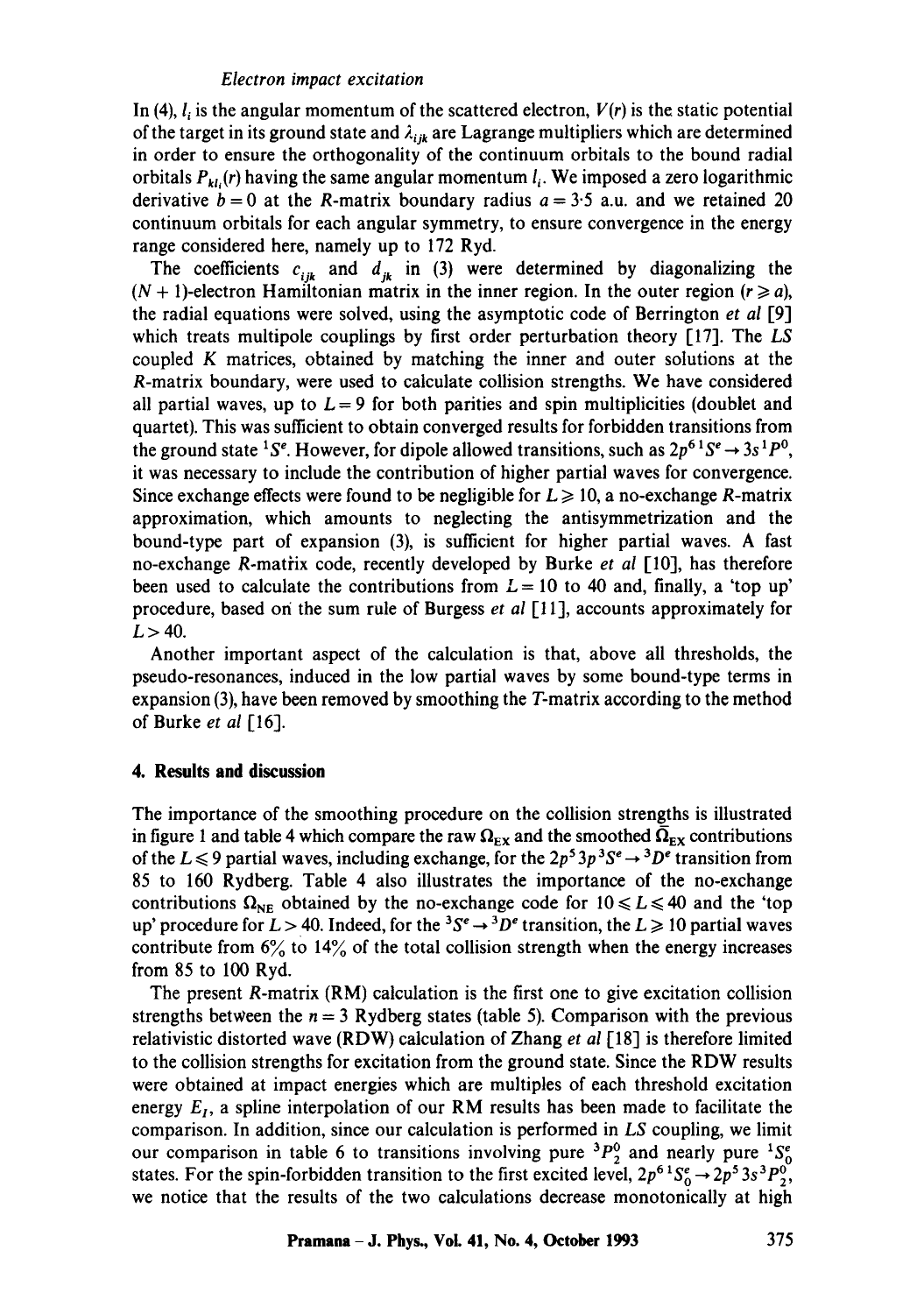In (4), $l_i$ is the angular momentum of the scattered electron, $V(r)$ is the static potential of the target in its ground state and $\lambda_{ijk}$ are Lagrange multipliers which are determined in order to ensure the orthogonality of the continuum orbitals to the bound radial orbitals $P_{kl_i}(r)$ having the same angular momentum $l_i$. We imposed a zero logarithmic derivative $b = 0$ at the $R$-matrix boundary radius $a = 3{\cdot}5$ a.u. and we retained 20 continuum orbitals for each angular symmetry, to ensure convergence in the energy range considered here, namely up to 172 Ryd.

The coefficients $c_{ijk}$ and $d_{jk}$ in (3) were determined by diagonalizing the $(N+1)$-electron Hamiltonian matrix in the inner region. In the outer region $(r \geqslant a)$, the radial equations were solved, using the asymptotic code of Berrington *et al* [9] which treats multipole couplings by first order perturbation theory [17]. The $LS$ coupled $K$ matrices, obtained by matching the inner and outer solutions at the $R$-matrix boundary, were used to calculate collision strengths. We have considered all partial waves, up to $L = 9$ for both parities and spin multiplicities (doublet and quartet). This was sufficient to obtain converged results for forbidden transitions from the ground state ${}^1S^e$. However, for dipole allowed transitions, such as $2p^6\,{}^1S^e \to 3s\,{}^1P^0$, it was necessary to include the contribution of higher partial waves for convergence. Since exchange effects were found to be negligible for $L \geqslant 10$, a no-exchange $R$-matrix approximation, which amounts to neglecting the antisymmetrization and the bound-type part of expansion (3), is sufficient for higher partial waves. A fast no-exchange $R$-matrix code, recently developed by Burke *et al* [10], has therefore been used to calculate the contributions from $L = 10$ to 40 and, finally, a 'top up' procedure, based on the sum rule of Burgess *et al* [11], accounts approximately for $L > 40$.

Another important aspect of the calculation is that, above all thresholds, the pseudo-resonances, induced in the low partial waves by some bound-type terms in expansion (3), have been removed by smoothing the $T$-matrix according to the method of Burke *et al* [16].

## 4. Results and discussion

The importance of the smoothing procedure on the collision strengths is illustrated in figure 1 and table 4 which compare the raw $\Omega_{\rm EX}$ and the smoothed $\bar{\Omega}_{\rm EX}$ contributions of the $L \leqslant 9$ partial waves, including exchange, for the $2p^5 3p\,{}^3S^e \to {}^3D^e$ transition from 85 to 160 Rydberg. Table 4 also illustrates the importance of the no-exchange contributions $\Omega_{\rm NE}$ obtained by the no-exchange code for $10 \leqslant L \leqslant 40$ and the 'top up' procedure for $L > 40$. Indeed, for the ${}^3S^e \to {}^3D^e$ transition, the $L \geqslant 10$ partial waves contribute from 6% to 14% of the total collision strength when the energy increases from 85 to 100 Ryd.

The present $R$-matrix (RM) calculation is the first one to give excitation collision strengths between the $n = 3$ Rydberg states (table 5). Comparison with the previous relativistic distorted wave (RDW) calculation of Zhang *et al* [18] is therefore limited to the collision strengths for excitation from the ground state. Since the RDW results were obtained at impact energies which are multiples of each threshold excitation energy $E_I$, a spline interpolation of our RM results has been made to facilitate the comparison. In addition, since our calculation is performed in $LS$ coupling, we limit our comparison in table 6 to transitions involving pure ${}^3P_2^0$ and nearly pure ${}^1S_0^e$ states. For the spin-forbidden transition to the first excited level, $2p^6\,{}^1S_0^e \to 2p^5 3s\,{}^3P_2^0$, we notice that the results of the two calculations decrease monotonically at high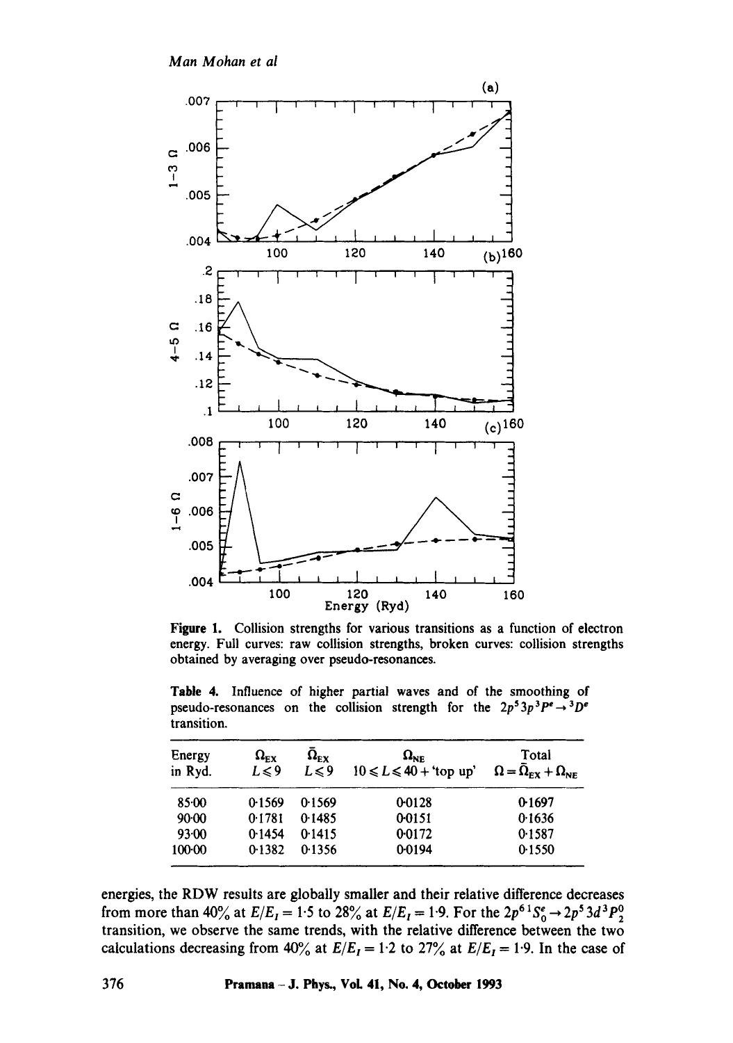**Figure 1.** Collision strengths for various transitions as a function of electron energy. Full curves: raw collision strengths, broken curves: collision strengths obtained by averaging over pseudo-resonances.

**Table 4.** Influence of higher partial waves and of the smoothing of pseudo-resonances on the collision strength for the $2p^5 3p\,^3P^e \rightarrow {}^3D^e$ transition.

| Energy in Ryd. | $\Omega_{EX}$ $L \leqslant 9$ | $\bar{\Omega}_{EX}$ $L \leqslant 9$ | $\Omega_{NE}$ $10 \leqslant L \leqslant 40$ + 'top up' | Total $\Omega = \bar{\Omega}_{EX} + \Omega_{NE}$ |
|---|---|---|---|---|
| 85·00 | 0·1569 | 0·1569 | 0·0128 | 0·1697 |
| 90·00 | 0·1781 | 0·1485 | 0·0151 | 0·1636 |
| 93·00 | 0·1454 | 0·1415 | 0·0172 | 0·1587 |
| 100·00 | 0·1382 | 0·1356 | 0·0194 | 0·1550 |

energies, the RDW results are globally smaller and their relative difference decreases from more than 40% at $E/E_I = 1{\cdot}5$ to 28% at $E/E_I = 1{\cdot}9$. For the $2p^6\,{}^1S_0^e \rightarrow 2p^5 3d\,{}^3P_2^0$ transition, we observe the same trends, with the relative difference between the two calculations decreasing from 40% at $E/E_I = 1{\cdot}2$ to 27% at $E/E_I = 1{\cdot}9$. In the case of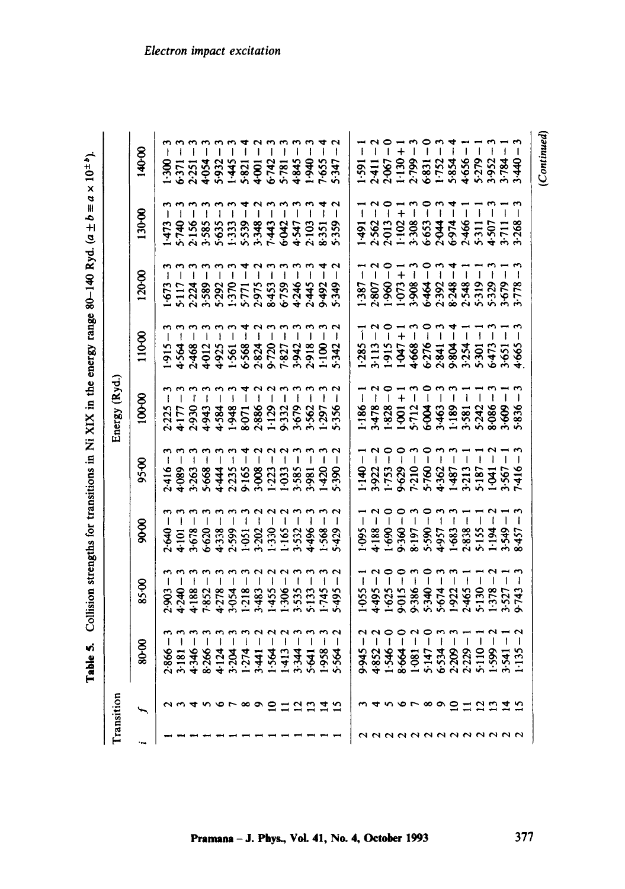**Table 5.** Collision strengths for transitions in Ni XIX in the energy range 80–140 Ryd. ($a \pm b \equiv a \times 10^{\pm b}$).

| Transition | | Energy (Ryd.) | | | | | | | | | | | | |
|---|---|---|---|---|---|---|---|---|---|---|---|---|---|---|
| $i$ | $f$ | 80·00 | 85·00 | 90·00 | 95·00 | 100·00 | 110·00 | 120·00 | 130·00 | 140·00 |
| 1 | 2 | 2·866 − 3 | 2·903 − 3 | 2·640 − 3 | 2·416 − 3 | 2·225 − 3 | 1·915 − 3 | 1·673 − 3 | 1·473 − 3 | 1·300 − 3 |
| 1 | 3 | 3·181 − 3 | 4·240 − 3 | 4·101 − 3 | 4·089 − 3 | 4·177 − 3 | 4·564 − 3 | 5·117 − 3 | 5·740 − 3 | 6·371 − 3 |
| 1 | 4 | 4·346 − 3 | 4·188 − 3 | 3·678 − 3 | 3·263 − 3 | 2·930 − 3 | 2·468 − 3 | 2·224 − 3 | 2·156 − 3 | 2·251 − 3 |
| 1 | 5 | 8·266 − 3 | 7·852 − 3 | 6·620 − 3 | 5·668 − 3 | 4·943 − 3 | 4·012 − 3 | 3·589 − 3 | 3·585 − 3 | 4·054 − 3 |
| 1 | 6 | 4·124 − 3 | 4·278 − 3 | 4·338 − 3 | 4·444 − 3 | 4·584 − 3 | 4·925 − 3 | 5·292 − 3 | 5·635 − 3 | 5·932 − 3 |
| 1 | 7 | 3·204 − 3 | 3·054 − 3 | 2·599 − 3 | 2·235 − 3 | 1·948 − 3 | 1·561 − 3 | 1·370 − 3 | 1·333 − 3 | 1·445 − 3 |
| 1 | 8 | 1·274 − 3 | 1·218 − 3 | 1·051 − 3 | 9·165 − 4 | 8·071 − 4 | 6·568 − 4 | 5·771 − 4 | 5·539 − 4 | 5·821 − 4 |
| 1 | 9 | 3·441 − 2 | 3·483 − 2 | 3·202 − 2 | 3·008 − 2 | 2·886 − 2 | 2·824 − 2 | 2·975 − 2 | 3·348 − 2 | 4·001 − 2 |
| 1 | 10 | 1·564 − 2 | 1·455 − 2 | 1·330 − 2 | 1·223 − 2 | 1·129 − 2 | 9·720 − 3 | 8·453 − 3 | 7·443 − 3 | 6·742 − 3 |
| 1 | 11 | 1·413 − 2 | 1·306 − 2 | 1·165 − 2 | 1·033 − 2 | 9·332 − 3 | 7·827 − 3 | 6·759 − 3 | 6·042 − 3 | 5·781 − 3 |
| 1 | 12 | 3·344 − 3 | 3·535 − 3 | 3·532 − 3 | 3·585 − 3 | 3·679 − 3 | 3·942 − 3 | 4·246 − 3 | 4·547 − 3 | 4·845 − 3 |
| 1 | 13 | 5·641 − 3 | 5·133 − 3 | 4·496 − 3 | 3·981 − 3 | 3·562 − 3 | 2·918 − 3 | 2·445 − 3 | 2·103 − 3 | 1·940 − 3 |
| 1 | 14 | 1·958 − 3 | 1·745 − 3 | 1·568 − 3 | 1·420 − 3 | 1·297 − 3 | 1·100 − 3 | 9·492 − 4 | 8·351 − 4 | 7·655 − 4 |
| 1 | 15 | 5·564 − 2 | 5·495 − 2 | 5·429 − 2 | 5·390 − 2 | 5·356 − 2 | 5·342 − 2 | 5·349 − 2 | 5·359 − 2 | 5·347 − 2 |
| 2 | 3 | 9·945 − 2 | 1·055 − 1 | 1·095 − 1 | 1·140 − 1 | 1·186 − 1 | 1·285 − 1 | 1·387 − 1 | 1·491 − 1 | 1·591 − 1 |
| 2 | 4 | 4·852 − 2 | 4·495 − 2 | 4·188 − 2 | 3·922 − 2 | 3·478 − 2 | 3·113 − 2 | 2·807 − 2 | 2·562 − 2 | 2·411 − 2 |
| 2 | 5 | 1·546 − 0 | 1·625 − 0 | 1·690 − 0 | 1·753 − 0 | 1·828 − 0 | 1·915 − 0 | 1·960 − 0 | 2·013 − 0 | 2·067 − 0 |
| 2 | 6 | 8·664 − 0 | 9·015 − 0 | 9·360 − 0 | 9·629 − 0 | 1·001 + 1 | 1·047 + 1 | 1·073 + 1 | 1·102 + 1 | 1·130 + 1 |
| 2 | 7 | 1·081 − 2 | 9·386 − 3 | 8·197 − 3 | 7·210 − 3 | 5·712 − 3 | 4·668 − 3 | 3·908 − 3 | 3·308 − 3 | 2·799 − 3 |
| 2 | 8 | 5·147 − 0 | 5·340 − 0 | 5·590 − 0 | 5·760 − 0 | 6·004 − 0 | 6·276 − 0 | 6·464 − 0 | 6·653 − 0 | 6·831 − 0 |
| 2 | 9 | 6·534 − 3 | 5·674 − 3 | 4·957 − 3 | 4·362 − 3 | 3·463 − 3 | 2·841 − 3 | 2·392 − 3 | 2·044 − 3 | 1·752 − 3 |
| 2 | 10 | 2·209 − 3 | 1·922 − 3 | 1·683 − 3 | 1·487 − 3 | 1·189 − 3 | 9·804 − 4 | 8·248 − 4 | 6·974 − 4 | 5·854 − 4 |
| 2 | 11 | 2·229 − 1 | 2·465 − 1 | 2·838 − 1 | 3·213 − 1 | 3·581 − 1 | 3·254 − 1 | 2·548 − 1 | 2·466 − 1 | 4·656 − 1 |
| 2 | 12 | 5·110 − 1 | 5·130 − 1 | 5·155 − 1 | 5·187 − 1 | 5·242 − 1 | 5·301 − 1 | 5·319 − 1 | 5·311 − 1 | 5·279 − 1 |
| 2 | 13 | 1·599 − 2 | 1·378 − 2 | 1·194 − 2 | 1·041 − 2 | 8·086 − 3 | 6·473 − 3 | 5·329 − 3 | 4·507 − 3 | 3·952 − 3 |
| 2 | 14 | 3·541 − 1 | 3·527 − 1 | 3·549 − 1 | 3·567 − 1 | 3·609 − 1 | 3·651 − 1 | 3·679 − 1 | 3·711 − 1 | 3·784 − 1 |
| 2 | 15 | 1·135 − 2 | 9·743 − 3 | 8·457 − 3 | 7·416 − 3 | 5·836 − 3 | 4·665 − 3 | 3·778 − 3 | 3·268 − 3 | 3·440 − 3 |

*(Continued)*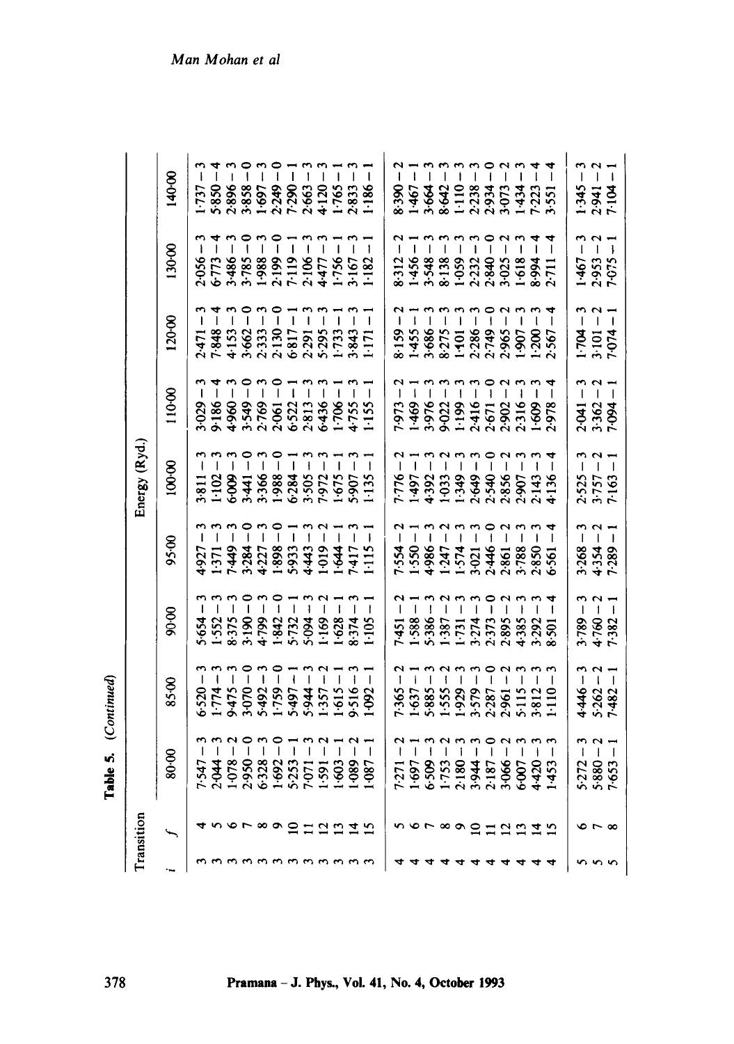**Table 5.** (*Continued*)

| Transition | | Energy (Ryd.) | | | | | | | | | |
|---|---|---|---|---|---|---|---|---|---|---|---|
| *i* | *f* | 80·00 | 85·00 | 90·00 | 95·00 | 100·00 | 110·00 | 120·00 | 130·00 | 140·00 |
| 3 | 4 | 7·547 − 3 | 6·520 − 3 | 5·654 − 3 | 4·927 − 3 | 3·811 − 3 | 3·029 − 3 | 2·471 − 3 | 2·056 − 3 | 1·737 − 3 |
| 3 | 5 | 2·044 − 3 | 1·774 − 3 | 1·552 − 3 | 1·371 − 3 | 1·102 − 3 | 9·186 − 4 | 7·848 − 4 | 6·773 − 4 | 5·850 − 4 |
| 3 | 6 | 1·078 − 2 | 9·475 − 3 | 8·375 − 3 | 7·449 − 3 | 6·009 − 3 | 4·960 − 3 | 4·153 − 3 | 3·486 − 3 | 2·896 − 3 |
| 3 | 7 | 2·950 − 0 | 3·070 − 0 | 3·190 − 0 | 3·284 − 0 | 3·441 − 0 | 3·549 − 0 | 3·662 − 0 | 3·785 − 0 | 3·858 − 0 |
| 3 | 8 | 6·328 − 3 | 5·492 − 3 | 4·799 − 3 | 4·227 − 3 | 3·366 − 3 | 2·769 − 3 | 2·333 − 3 | 1·988 − 3 | 1·697 − 3 |
| 3 | 9 | 1·692 − 0 | 1·759 − 0 | 1·842 − 0 | 1·898 − 0 | 1·988 − 0 | 2·061 − 0 | 2·130 − 0 | 2·199 − 0 | 2·249 − 0 |
| 3 | 10 | 5·253 − 1 | 5·497 − 1 | 5·732 − 1 | 5·933 − 1 | 6·284 − 1 | 6·522 − 1 | 6·817 − 1 | 7·119 − 1 | 7·290 − 1 |
| 3 | 11 | 7·071 − 3 | 5·944 − 3 | 5·094 − 3 | 4·443 − 3 | 3·505 − 3 | 2·813 − 3 | 2·291 − 3 | 2·106 − 3 | 2·663 − 3 |
| 3 | 12 | 1·591 − 2 | 1·357 − 2 | 1·169 − 2 | 1·019 − 2 | 7·972 − 3 | 6·436 − 3 | 5·295 − 3 | 4·477 − 3 | 4·120 − 3 |
| 3 | 13 | 1·603 − 1 | 1·615 − 1 | 1·628 − 1 | 1·644 − 1 | 1·675 − 1 | 1·706 − 1 | 1·733 − 1 | 1·756 − 1 | 1·765 − 1 |
| 3 | 14 | 1·089 − 2 | 9·516 − 3 | 8·374 − 3 | 7·417 − 3 | 5·907 − 3 | 4·755 − 3 | 3·843 − 3 | 3·167 − 3 | 2·833 − 3 |
| 3 | 15 | 1·087 − 1 | 1·092 − 1 | 1·105 − 1 | 1·115 − 1 | 1·135 − 1 | 1·155 − 1 | 1·171 − 1 | 1·182 − 1 | 1·186 − 1 |
| 4 | 5 | 7·271 − 2 | 7·365 − 2 | 7·451 − 2 | 7·554 − 2 | 7·776 − 2 | 7·973 − 2 | 8·159 − 2 | 8·312 − 2 | 8·390 − 2 |
| 4 | 6 | 1·697 − 1 | 1·637 − 1 | 1·588 − 1 | 1·550 − 1 | 1·497 − 1 | 1·469 − 1 | 1·455 − 1 | 1·456 − 1 | 1·467 − 1 |
| 4 | 7 | 6·509 − 3 | 5·885 − 3 | 5·386 − 3 | 4·986 − 3 | 4·392 − 3 | 3·976 − 3 | 3·686 − 3 | 3·548 − 3 | 3·664 − 3 |
| 4 | 8 | 1·753 − 2 | 1·555 − 2 | 1·387 − 2 | 1·247 − 2 | 1·033 − 2 | 9·022 − 3 | 8·275 − 3 | 8·138 − 3 | 8·642 − 3 |
| 4 | 9 | 2·180 − 3 | 1·929 − 3 | 1·731 − 3 | 1·574 − 3 | 1·349 − 3 | 1·199 − 3 | 1·101 − 3 | 1·059 − 3 | 1·110 − 3 |
| 4 | 10 | 3·944 − 3 | 3·579 − 3 | 3·274 − 3 | 3·021 − 3 | 2·649 − 3 | 2·416 − 3 | 2·286 − 3 | 2·232 − 3 | 2·238 − 3 |
| 4 | 11 | 2·187 − 0 | 2·287 − 0 | 2·373 − 0 | 2·446 − 0 | 2·540 − 0 | 2·671 − 0 | 2·749 − 0 | 2·840 − 0 | 2·934 − 0 |
| 4 | 12 | 3·066 − 2 | 2·961 − 2 | 2·895 − 2 | 2·861 − 2 | 2·856 − 2 | 2·902 − 2 | 2·965 − 2 | 3·025 − 2 | 3·073 − 2 |
| 4 | 13 | 6·007 − 3 | 5·115 − 3 | 4·385 − 3 | 3·788 − 3 | 2·907 − 3 | 2·316 − 3 | 1·907 − 3 | 1·618 − 3 | 1·434 − 3 |
| 4 | 14 | 4·420 − 3 | 3·812 − 3 | 3·292 − 3 | 2·850 − 3 | 2·143 − 3 | 1·609 − 3 | 1·200 − 3 | 8·994 − 4 | 7·223 − 4 |
| 4 | 15 | 1·453 − 3 | 1·110 − 3 | 8·501 − 4 | 6·561 − 4 | 4·136 − 4 | 2·978 − 4 | 2·567 − 4 | 2·711 − 4 | 3·551 − 4 |
| 5 | 6 | 5·272 − 3 | 4·446 − 3 | 3·789 − 3 | 3·268 − 3 | 2·525 − 3 | 2·041 − 3 | 1·704 − 3 | 1·467 − 3 | 1·345 − 3 |
| 5 | 7 | 5·880 − 2 | 5·262 − 2 | 4·760 − 2 | 4·354 − 2 | 3·757 − 2 | 3·362 − 2 | 3·101 − 2 | 2·953 − 2 | 2·941 − 2 |
| 5 | 8 | 7·653 − 1 | 7·482 − 1 | 7·382 − 1 | 7·289 − 1 | 7·163 − 1 | 7·094 − 1 | 7·074 − 1 | 7·075 − 1 | 7·104 − 1 |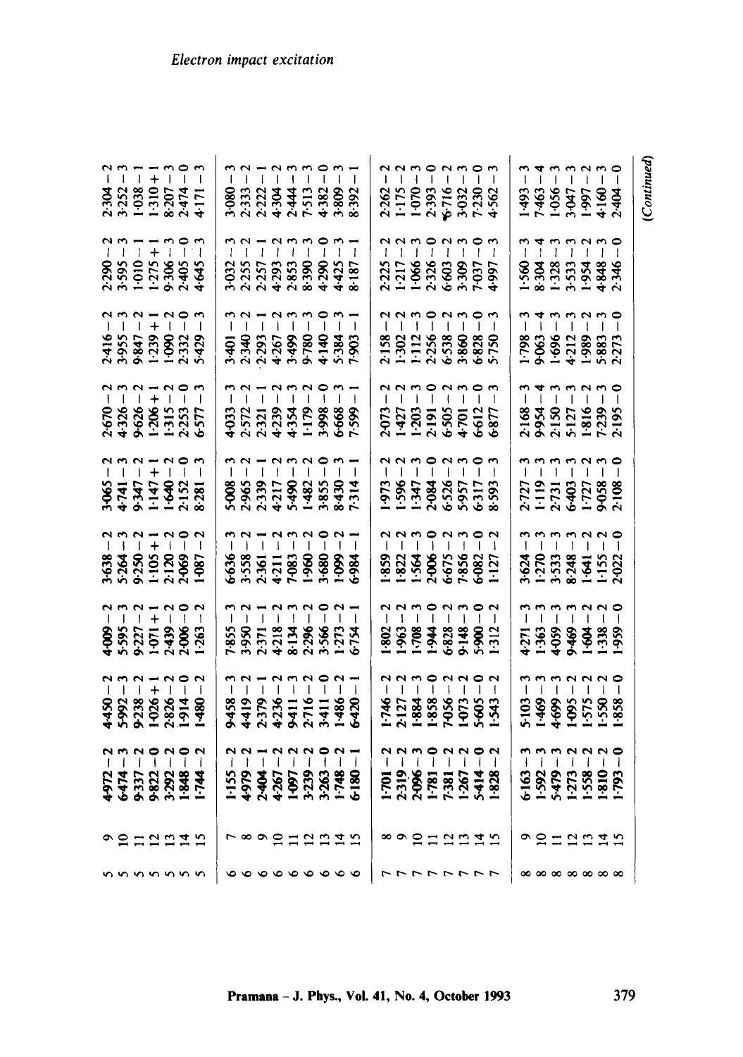| | | | | | | | | | | |
|---|---|---|---|---|---|---|---|---|---|---|
| 5 | 9 | 4·972 − 2 | 4·450 − 2 | 4·009 − 2 | 3·638 − 2 | 3·065 − 2 | 2·670 − 2 | 2·416 − 2 | 2·290 − 2 | 2·304 − 2 |
| 5 | 10 | 6·474 − 3 | 5·992 − 3 | 5·595 − 3 | 5·264 − 3 | 4·741 − 3 | 4·326 − 3 | 3·955 − 3 | 3·595 − 3 | 3·252 − 3 |
| 5 | 11 | 9·337 − 2 | 9·238 − 2 | 9·227 − 2 | 9·250 − 2 | 9·347 − 2 | 9·626 − 2 | 9·847 − 2 | 1·010 − 1 | 1·038 − 1 |
| 5 | 12 | 9·822 − 0 | 1·026 + 1 | 1·071 + 1 | 1·105 + 1 | 1·147 + 1 | 1·206 + 1 | 1·239 + 1 | 1·275 + 1 | 1·310 + 1 |
| 5 | 13 | 3·292 − 2 | 2·826 − 2 | 2·439 − 2 | 2·120 − 2 | 1·640 − 2 | 1·315 − 2 | 1·090 − 2 | 9·306 − 3 | 8·207 − 3 |
| 5 | 14 | 1·848 − 0 | 1·914 − 0 | 2·006 − 0 | 2·069 − 0 | 2·152 − 0 | 2·253 − 0 | 2·332 − 0 | 2·405 − 0 | 2·474 − 0 |
| 5 | 15 | 1·744 − 2 | 1·480 − 2 | 1·263 − 2 | 1·087 − 2 | 8·281 − 3 | 6·577 − 3 | 5·429 − 3 | 4·645 − 3 | 4·171 − 3 |
| 6 | 7 | 1·155 − 2 | 9·458 − 3 | 7·855 − 3 | 6·636 − 3 | 5·008 − 3 | 4·033 − 3 | 3·401 − 3 | 3·032 − 3 | 3·080 − 3 |
| 6 | 8 | 4·979 − 2 | 4·419 − 2 | 3·950 − 2 | 3·558 − 2 | 2·965 − 2 | 2·572 − 2 | 2·340 − 2 | 2·255 − 2 | 2·333 − 2 |
| 6 | 9 | 2·404 − 1 | 2·379 − 1 | 2·371 − 1 | 2·361 − 1 | 2·339 − 1 | 2·321 − 1 | 2·293 − 1 | 2·257 − 1 | 2·222 − 1 |
| 6 | 10 | 4·267 − 2 | 4·236 − 2 | 4·218 − 2 | 4·211 − 2 | 4·217 − 2 | 4·239 − 2 | 4·267 − 2 | 4·293 − 2 | 4·304 − 2 |
| 6 | 11 | 1·097 − 2 | 9·411 − 3 | 8·134 − 3 | 7·083 − 3 | 5·490 − 3 | 4·354 − 3 | 3·499 − 3 | 2·853 − 3 | 2·444 − 3 |
| 6 | 12 | 3·239 − 2 | 2·716 − 2 | 2·296 − 2 | 1·960 − 2 | 1·482 − 2 | 1·179 − 2 | 9·780 − 3 | 8·390 − 3 | 7·513 − 3 |
| 6 | 13 | 3·263 − 0 | 3·411 − 0 | 3·566 − 0 | 3·680 − 0 | 3·855 − 0 | 3·998 − 0 | 4·140 − 0 | 4·290 − 0 | 4·382 − 0 |
| 6 | 14 | 1·748 − 2 | 1·486 − 2 | 1·273 − 2 | 1·099 − 2 | 8·430 − 3 | 6·668 − 3 | 5·384 − 3 | 4·425 − 3 | 3·809 − 3 |
| 6 | 15 | 6·180 − 1 | 6·420 − 1 | 6·754 − 1 | 6·984 − 1 | 7·314 − 1 | 7·599 − 1 | 7·903 − 1 | 8·187 − 1 | 8·392 − 1 |
| 7 | 8 | 1·701 − 2 | 1·746 − 2 | 1·802 − 2 | 1·859 − 2 | 1·973 − 2 | 2·073 − 2 | 2·158 − 2 | 2·225 − 2 | 2·262 − 2 |
| 7 | 9 | 2·319 − 2 | 2·127 − 2 | 1·963 − 2 | 1·822 − 2 | 1·596 − 2 | 1·427 − 2 | 1·302 − 2 | 1·217 − 2 | 1·175 − 2 |
| 7 | 10 | 2·096 − 3 | 1·884 − 3 | 1·708 − 3 | 1·564 − 3 | 1·347 − 3 | 1·203 − 3 | 1·112 − 3 | 1·066 − 3 | 1·070 − 3 |
| 7 | 11 | 1·781 − 0 | 1·858 − 0 | 1·944 − 0 | 2·006 − 0 | 2·084 − 0 | 2·191 − 0 | 2·256 − 0 | 2·326 − 0 | 2·393 − 0 |
| 7 | 12 | 7·381 − 2 | 7·056 − 2 | 6·828 − 2 | 6·675 − 2 | 6·526 − 2 | 6·505 − 2 | 6·538 − 2 | 6·603 − 2 | 6·716 − 2 |
| 7 | 13 | 1·267 − 2 | 1·073 − 2 | 9·148 − 3 | 7·856 − 3 | 5·957 − 3 | 4·701 − 3 | 3·860 − 3 | 3·309 − 3 | 3·032 − 3 |
| 7 | 14 | 5·414 − 0 | 5·605 − 0 | 5·900 − 0 | 6·082 − 0 | 6·317 − 0 | 6·612 − 0 | 6·828 − 0 | 7·037 − 0 | 7·230 − 0 |
| 7 | 15 | 1·828 − 2 | 1·543 − 2 | 1·312 − 2 | 1·127 − 2 | 8·593 − 3 | 6·877 − 3 | 5·750 − 3 | 4·997 − 3 | 4·562 − 3 |
| 8 | 9 | 6·163 − 3 | 5·103 − 3 | 4·271 − 3 | 3·624 − 3 | 2·727 − 3 | 2·168 − 3 | 1·798 − 3 | 1·560 − 3 | 1·493 − 3 |
| 8 | 10 | 1·592 − 3 | 1·469 − 3 | 1·363 − 3 | 1·270 − 3 | 1·119 − 3 | 9·954 − 4 | 9·063 − 4 | 8·304 − 4 | 7·463 − 4 |
| 8 | 11 | 5·479 − 3 | 4·699 − 3 | 4·059 − 3 | 3·533 − 3 | 2·731 − 3 | 2·150 − 3 | 1·696 − 3 | 1·328 − 3 | 1·056 − 3 |
| 8 | 12 | 1·273 − 2 | 1·095 − 2 | 9·469 − 3 | 8·248 − 3 | 6·403 − 3 | 5·127 − 3 | 4·212 − 3 | 3·533 − 3 | 3·047 − 3 |
| 8 | 13 | 1·558 − 2 | 1·575 − 2 | 1·604 − 2 | 1·641 − 2 | 1·727 − 2 | 1·816 − 2 | 1·989 − 2 | 1·954 − 2 | 1·997 − 2 |
| 8 | 14 | 1·810 − 2 | 1·550 − 2 | 1·338 − 2 | 1·155 − 2 | 9·058 − 3 | 7·239 − 3 | 5·883 − 3 | 4·848 − 3 | 4·160 − 3 |
| 8 | 15 | 1·793 − 0 | 1·858 − 0 | 1·959 − 0 | 2·022 − 0 | 2·108 − 0 | 2·195 − 0 | 2·273 − 0 | 2·346 − 0 | 2·404 − 0 |

(Continued)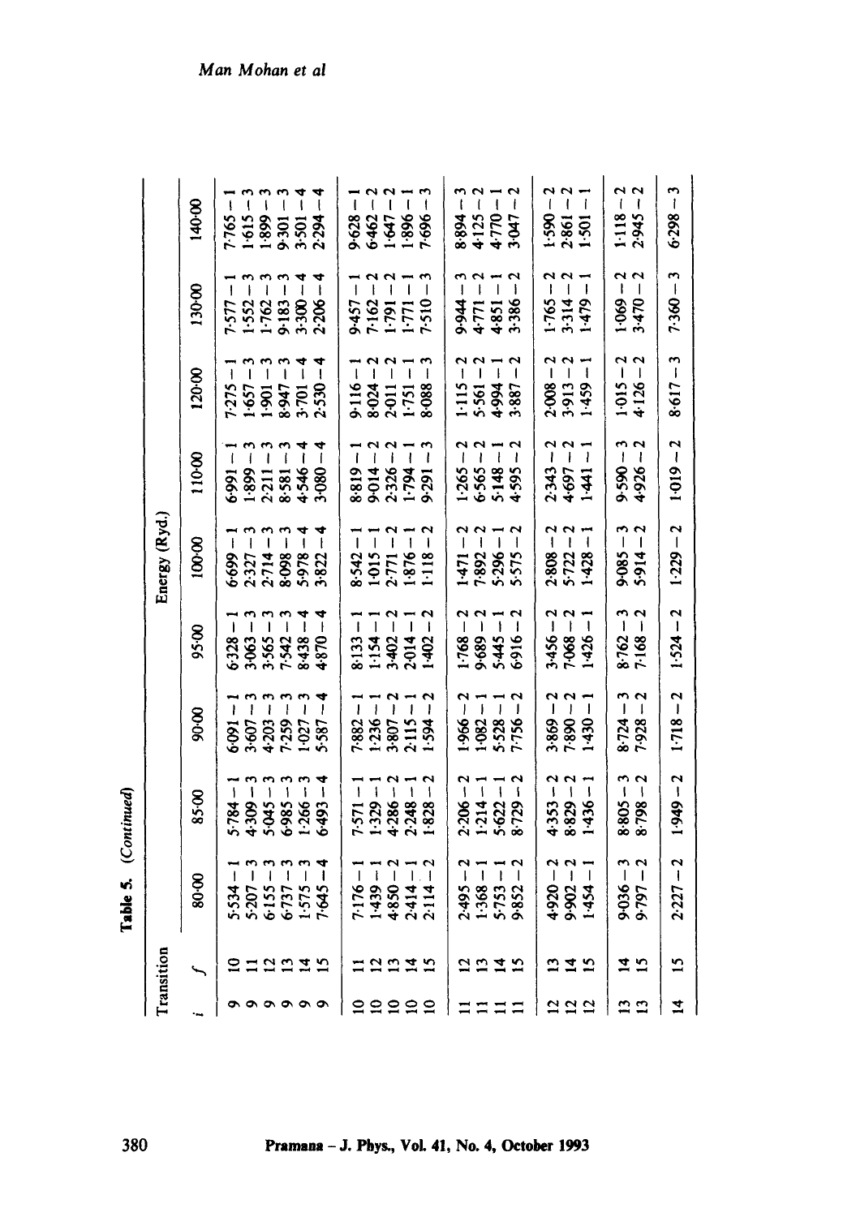**Table 5.** (*Continued*)

| Transition | | Energy (Ryd.) | | | | | | | | |
|---|---|---|---|---|---|---|---|---|---|---|
| $i$ | $f$ | 80·00 | 85·00 | 90·00 | 95·00 | 100·00 | 110·00 | 120·00 | 130·00 | 140·00 |
| 9 | 10 | 5·534 − 1 | 5·784 − 1 | 6·091 − 1 | 6·328 − 1 | 6·699 − 1 | 6·991 − 1 | 7·275 − 1 | 7·577 − 1 | 7·765 − 1 |
| 9 | 11 | 5·207 − 3 | 4·309 − 3 | 3·607 − 3 | 3·063 − 3 | 2·327 − 3 | 1·899 − 3 | 1·657 − 3 | 1·552 − 3 | 1·615 − 3 |
| 9 | 12 | 6·155 − 3 | 5·045 − 3 | 4·203 − 3 | 3·565 − 3 | 2·714 − 3 | 2·211 − 3 | 1·901 − 3 | 1·762 − 3 | 1·899 − 3 |
| 9 | 13 | 6·737 − 3 | 6·985 − 3 | 7·259 − 3 | 7·542 − 3 | 8·098 − 3 | 8·581 − 3 | 8·947 − 3 | 9·183 − 3 | 9·301 − 3 |
| 9 | 14 | 1·575 − 3 | 1·266 − 3 | 1·027 − 3 | 8·438 − 4 | 5·978 − 4 | 4·546 − 4 | 3·701 − 4 | 3·300 − 4 | 3·501 − 4 |
| 9 | 15 | 7·645 − 4 | 6·493 − 4 | 5·587 − 4 | 4·870 − 4 | 3·822 − 4 | 3·080 − 4 | 2·530 − 4 | 2·206 − 4 | 2·294 − 4 |
| 10 | 11 | 7·176 − 1 | 7·571 − 1 | 7·882 − 1 | 8·133 − 1 | 8·542 − 1 | 8·819 − 1 | 9·116 − 1 | 9·457 − 1 | 9·628 − 1 |
| 10 | 12 | 1·439 − 1 | 1·329 − 1 | 1·236 − 1 | 1·154 − 1 | 1·015 − 1 | 9·014 − 2 | 8·024 − 2 | 7·162 − 2 | 6·462 − 2 |
| 10 | 13 | 4·850 − 2 | 4·286 − 2 | 3·807 − 2 | 3·402 − 2 | 2·771 − 2 | 2·326 − 2 | 2·011 − 2 | 1·791 − 2 | 1·647 − 2 |
| 10 | 14 | 2·414 − 1 | 2·248 − 1 | 2·115 − 1 | 2·014 − 1 | 1·876 − 1 | 1·794 − 1 | 1·751 − 1 | 1·771 − 1 | 1·896 − 1 |
| 10 | 15 | 2·114 − 2 | 1·828 − 2 | 1·594 − 2 | 1·402 − 2 | 1·118 − 2 | 9·291 − 3 | 8·088 − 3 | 7·510 − 3 | 7·696 − 3 |
| 11 | 12 | 2·495 − 2 | 2·206 − 2 | 1·966 − 2 | 1·768 − 2 | 1·471 − 2 | 1·265 − 2 | 1·115 − 2 | 9·944 − 3 | 8·894 − 3 |
| 11 | 13 | 1·368 − 1 | 1·214 − 1 | 1·082 − 1 | 9·689 − 2 | 7·892 − 2 | 6·565 − 2 | 5·561 − 2 | 4·771 − 2 | 4·125 − 2 |
| 11 | 14 | 5·753 − 1 | 5·622 − 1 | 5·528 − 1 | 5·445 − 1 | 5·296 − 1 | 5·148 − 1 | 4·994 − 1 | 4·851 − 1 | 4·770 − 1 |
| 11 | 15 | 9·852 − 2 | 8·729 − 2 | 7·756 − 2 | 6·916 − 2 | 5·575 − 2 | 4·595 − 2 | 3·887 − 2 | 3·386 − 2 | 3·047 − 2 |
| 12 | 13 | 4·920 − 2 | 4·353 − 2 | 3·869 − 2 | 3·456 − 2 | 2·808 − 2 | 2·343 − 2 | 2·008 − 2 | 1·765 − 2 | 1·590 − 2 |
| 12 | 14 | 9·902 − 2 | 8·829 − 2 | 7·890 − 2 | 7·068 − 2 | 5·722 − 2 | 4·697 − 2 | 3·913 − 2 | 3·314 − 2 | 2·861 − 2 |
| 12 | 15 | 1·454 − 1 | 1·436 − 1 | 1·430 − 1 | 1·426 − 1 | 1·428 − 1 | 1·441 − 1 | 1·459 − 1 | 1·479 − 1 | 1·501 − 1 |
| 13 | 14 | 9·036 − 3 | 8·805 − 3 | 8·724 − 3 | 8·762 − 3 | 9·085 − 3 | 9·590 − 3 | 1·015 − 2 | 1·069 − 2 | 1·118 − 2 |
| 13 | 15 | 9·797 − 2 | 8·798 − 2 | 7·928 − 2 | 7·168 − 2 | 5·914 − 2 | 4·926 − 2 | 4·126 − 2 | 3·470 − 2 | 2·945 − 2 |
| 14 | 15 | 2·227 − 2 | 1·949 − 2 | 1·718 − 2 | 1·524 − 2 | 1·229 − 2 | 1·019 − 2 | 8·617 − 3 | 7·360 − 3 | 6·298 − 3 |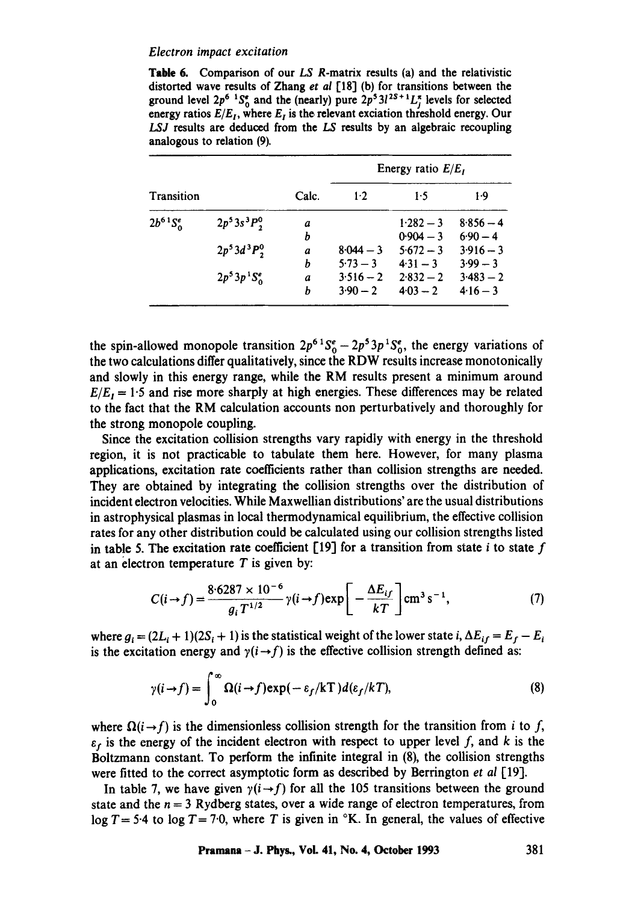*Electron impact excitation*

**Table 6.** Comparison of our *LS R*-matrix results (a) and the relativistic distorted wave results of Zhang *et al* [18] (b) for transitions between the ground level $2p^6\,{}^1S_0^e$ and the (nearly) pure $2p^5 3l\,{}^{2S+1}L_J^\pi$ levels for selected energy ratios $E/E_I$, where $E_I$ is the relevant exciation threshold energy. Our *LSJ* results are deduced from the *LS* results by an algebraic recoupling analogous to relation (9).

| Transition | | Calc. | Energy ratio $E/E_I$ | | |
|---|---|---|---|---|---|
| | | | 1·2 | 1·5 | 1·9 |
| $2b^6\,{}^1S_0^e$ | $2p^5 3s\,{}^3P_2^0$ | *a* | | 1·282 − 3 | 8·856 − 4 |
| | | *b* | | 0·904 − 3 | 6·90 − 4 |
| | $2p^5 3d\,{}^3P_2^0$ | *a* | 8·044 − 3 | 5·672 − 3 | 3·916 − 3 |
| | | *b* | 5·73 − 3 | 4·31 − 3 | 3·99 − 3 |
| | $2p^5 3p\,{}^1S_0^e$ | *a* | 3·516 − 2 | 2·832 − 2 | 3·483 − 2 |
| | | *b* | 3·90 − 2 | 4·03 − 2 | 4·16 − 3 |

the spin-allowed monopole transition $2p^6\,{}^1S_0^e - 2p^5 3p\,{}^1S_0^e$, the energy variations of the two calculations differ qualitatively, since the RDW results increase monotonically and slowly in this energy range, while the RM results present a minimum around $E/E_I = 1{\cdot}5$ and rise more sharply at high energies. These differences may be related to the fact that the RM calculation accounts non perturbatively and thoroughly for the strong monopole coupling.

Since the excitation collision strengths vary rapidly with energy in the threshold region, it is not practicable to tabulate them here. However, for many plasma applications, excitation rate coefficients rather than collision strengths are needed. They are obtained by integrating the collision strengths over the distribution of incident electron velocities. While Maxwellian distributions' are the usual distributions in astrophysical plasmas in local thermodynamical equilibrium, the effective collision rates for any other distribution could be calculated using our collision strengths listed in table 5. The excitation rate coefficient [19] for a transition from state $i$ to state $f$ at an electron temperature $T$ is given by:

$$C(i \to f) = \frac{8{\cdot}6287 \times 10^{-6}}{g_i T^{1/2}} \gamma(i \to f) \exp\left[-\frac{\Delta E_{if}}{kT}\right] \mathrm{cm}^3\,\mathrm{s}^{-1}, \tag{7}$$

where $g_i = (2L_i + 1)(2S_i + 1)$ is the statistical weight of the lower state $i$, $\Delta E_{if} = E_f - E_i$ is the excitation energy and $\gamma(i \to f)$ is the effective collision strength defined as:

$$\gamma(i \to f) = \int_0^\infty \Omega(i \to f) \exp(-\varepsilon_f/kT)\, d(\varepsilon_f/kT), \tag{8}$$

where $\Omega(i \to f)$ is the dimensionless collision strength for the transition from $i$ to $f$, $\varepsilon_f$ is the energy of the incident electron with respect to upper level $f$, and $k$ is the Boltzmann constant. To perform the infinite integral in (8), the collision strengths were fitted to the correct asymptotic form as described by Berrington *et al* [19].

In table 7, we have given $\gamma(i \to f)$ for all the 105 transitions between the ground state and the $n = 3$ Rydberg states, over a wide range of electron temperatures, from $\log T = 5{\cdot}4$ to $\log T = 7{\cdot}0$, where $T$ is given in °K. In general, the values of effective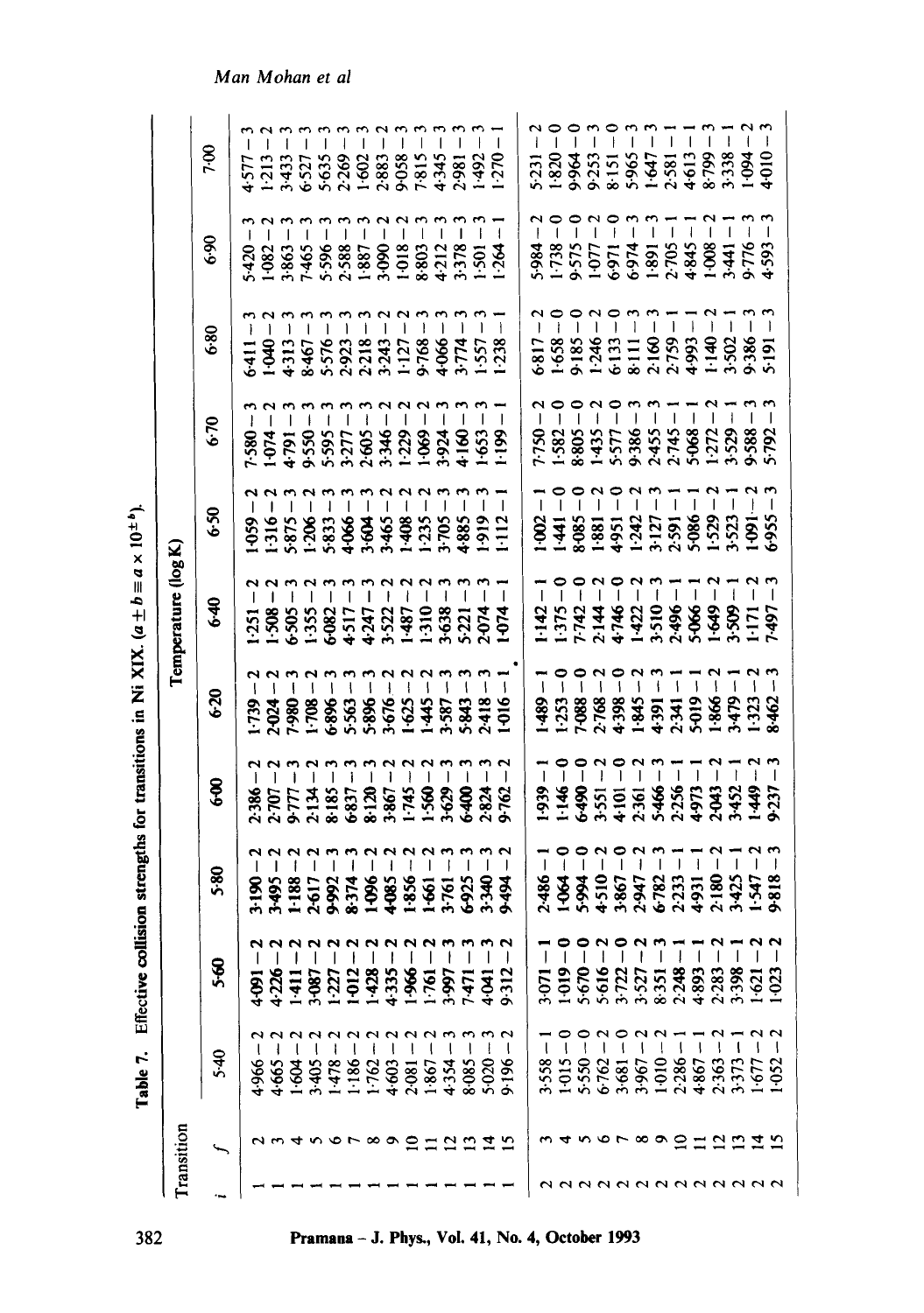Table 7. Effective collision strengths for transitions in Ni XIX. ($a \pm b \equiv a \times 10^{\pm b}$).

| Transition | | Temperature (log K) | | | | | | | | | | | |
|---|---|---|---|---|---|---|---|---|---|---|---|---|---|
| $i$ | $f$ | 5·40 | 5·60 | 5·80 | 6·00 | 6·20 | 6·40 | 6·50 | 6·70 | 6·80 | 6·90 | 7·00 |
| 1 | 2 | 4·966 − 2 | 4·091 − 2 | 3·190 − 2 | 2·386 − 2 | 1·739 − 2 | 1·251 − 2 | 1·059 − 2 | 7·580 − 3 | 6·411 − 3 | 5·420 − 3 | 4·577 − 3 |
| 1 | 3 | 4·665 − 2 | 4·226 − 2 | 3·495 − 2 | 2·707 − 2 | 2·024 − 2 | 1·508 − 2 | 1·316 − 2 | 1·074 − 2 | 1·040 − 2 | 1·082 − 2 | 1·213 − 2 |
| 1 | 4 | 1·604 − 2 | 1·411 − 2 | 1·188 − 2 | 9·777 − 3 | 7·980 − 3 | 6·505 − 3 | 5·875 − 3 | 4·791 − 3 | 4·313 − 3 | 3·863 − 3 | 3·433 − 3 |
| 1 | 5 | 3·405 − 2 | 3·087 − 2 | 2·617 − 2 | 2·134 − 2 | 1·708 − 2 | 1·355 − 2 | 1·206 − 2 | 9·550 − 3 | 8·467 − 3 | 7·465 − 3 | 6·527 − 3 |
| 1 | 6 | 1·478 − 2 | 1·227 − 2 | 9·992 − 3 | 8·185 − 3 | 6·896 − 3 | 6·082 − 3 | 5·833 − 3 | 5·595 − 3 | 5·576 − 3 | 5·596 − 3 | 5·635 − 3 |
| 1 | 7 | 1·186 − 2 | 1·012 − 2 | 8·374 − 3 | 6·837 − 3 | 5·563 − 3 | 4·517 − 3 | 4·066 − 3 | 3·277 − 3 | 2·923 − 3 | 2·588 − 3 | 2·269 − 3 |
| 1 | 8 | 1·762 − 2 | 1·428 − 2 | 1·096 − 2 | 8·120 − 3 | 5·896 − 3 | 4·247 − 3 | 3·604 − 3 | 2·605 − 3 | 2·218 − 3 | 1·887 − 3 | 1·602 − 3 |
| 1 | 9 | 4·603 − 2 | 4·335 − 2 | 4·085 − 2 | 3·867 − 2 | 3·676 − 2 | 3·522 − 2 | 3·465 − 2 | 3·346 − 2 | 3·243 − 2 | 3·090 − 2 | 2·883 − 2 |
| 1 | 10 | 2·081 − 2 | 1·966 − 2 | 1·856 − 2 | 1·745 − 2 | 1·625 − 2 | 1·487 − 2 | 1·408 − 2 | 1·229 − 2 | 1·127 − 2 | 1·018 − 2 | 9·058 − 3 |
| 1 | 11 | 1·867 − 2 | 1·761 − 2 | 1·661 − 2 | 1·560 − 2 | 1·445 − 2 | 1·310 − 2 | 1·235 − 2 | 1·069 − 2 | 9·768 − 3 | 8·803 − 3 | 7·815 − 3 |
| 1 | 12 | 4·354 − 3 | 3·997 − 3 | 3·761 − 3 | 3·629 − 3 | 3·587 − 3 | 3·638 − 3 | 3·705 − 3 | 3·924 − 3 | 4·066 − 3 | 4·212 − 3 | 4·345 − 3 |
| 1 | 13 | 8·085 − 3 | 7·471 − 3 | 6·925 − 3 | 6·400 − 3 | 5·843 − 3 | 5·221 − 3 | 4·885 − 3 | 4·160 − 3 | 3·774 − 3 | 3·378 − 3 | 2·981 − 3 |
| 1 | 14 | 5·020 − 3 | 4·041 − 3 | 3·340 − 3 | 2·824 − 3 | 2·418 − 3 | 2·074 − 3 | 1·919 − 3 | 1·653 − 3 | 1·557 − 3 | 1·501 − 3 | 1·492 − 3 |
| 1 | 15 | 9·196 − 2 | 9·312 − 2 | 9·494 − 2 | 9·762 − 2 | 1·016 − 1 | 1·074 − 1 | 1·112 − 1 | 1·199 − 1 | 1·238 − 1 | 1·264 − 1 | 1·270 − 1 |
| 2 | 3 | 3·558 − 1 | 3·071 − 1 | 2·486 − 1 | 1·939 − 1 | 1·489 − 1 | 1·142 − 1 | 1·002 − 1 | 7·750 − 2 | 6·817 − 2 | 5·984 − 2 | 5·231 − 2 |
| 2 | 4 | 1·015 − 0 | 1·019 − 0 | 1·064 − 0 | 1·146 − 0 | 1·253 − 0 | 1·375 − 0 | 1·441 − 0 | 1·582 − 0 | 1·658 − 0 | 1·738 − 0 | 1·820 − 0 |
| 2 | 5 | 5·550 − 0 | 5·670 − 0 | 5·994 − 0 | 6·490 − 0 | 7·088 − 0 | 7·742 − 0 | 8·085 − 0 | 8·805 − 0 | 9·185 − 0 | 9·575 − 0 | 9·964 − 0 |
| 2 | 6 | 6·762 − 2 | 5·616 − 2 | 4·510 − 2 | 3·551 − 2 | 2·768 − 2 | 2·144 − 2 | 1·881 − 2 | 1·435 − 2 | 1·246 − 2 | 1·077 − 2 | 9·253 − 3 |
| 2 | 7 | 3·681 − 0 | 3·722 − 0 | 3·867 − 0 | 4·101 − 0 | 4·398 − 0 | 4·746 − 0 | 4·951 − 0 | 5·577 − 0 | 6·133 − 0 | 6·971 − 0 | 8·151 − 0 |
| 2 | 8 | 3·967 − 2 | 3·527 − 2 | 2·947 − 2 | 2·361 − 2 | 1·845 − 2 | 1·422 − 2 | 1·242 − 2 | 9·386 − 3 | 8·111 − 3 | 6·974 − 3 | 5·965 − 3 |
| 2 | 9 | 1·010 − 2 | 8·351 − 3 | 6·782 − 3 | 5·466 − 3 | 4·391 − 3 | 3·510 − 3 | 3·127 − 3 | 2·455 − 3 | 2·160 − 3 | 1·891 − 3 | 1·647 − 3 |
| 2 | 10 | 2·286 − 1 | 2·248 − 1 | 2·233 − 1 | 2·256 − 1 | 2·341 − 1 | 2·496 − 1 | 2·591 − 1 | 2·745 − 1 | 2·759 − 1 | 2·705 − 1 | 2·581 − 1 |
| 2 | 11 | 4·867 − 1 | 4·893 − 1 | 4·931 − 1 | 4·973 − 1 | 5·019 − 1 | 5·066 − 1 | 5·086 − 1 | 5·068 − 1 | 4·993 − 1 | 4·845 − 1 | 4·613 − 1 |
| 2 | 12 | 2·363 − 2 | 2·283 − 2 | 2·180 − 2 | 2·043 − 2 | 1·866 − 2 | 1·649 − 2 | 1·529 − 2 | 1·272 − 2 | 1·140 − 2 | 1·008 − 2 | 8·799 − 3 |
| 2 | 13 | 3·373 − 1 | 3·398 − 1 | 3·425 − 1 | 3·452 − 1 | 3·479 − 1 | 3·509 − 1 | 3·523 − 1 | 3·529 − 1 | 3·502 − 1 | 3·441 − 1 | 3·338 − 1 |
| 2 | 14 | 1·677 − 2 | 1·621 − 2 | 1·547 − 2 | 1·449 − 2 | 1·323 − 2 | 1·171 − 2 | 1·091 − 2 | 9·588 − 3 | 9·386 − 3 | 9·776 − 3 | 1·094 − 2 |
| 2 | 15 | 1·052 − 2 | 1·023 − 2 | 9·818 − 3 | 9·237 − 3 | 8·462 − 3 | 7·497 − 3 | 6·955 − 3 | 5·792 − 3 | 5·191 − 3 | 4·593 − 3 | 4·010 − 3 |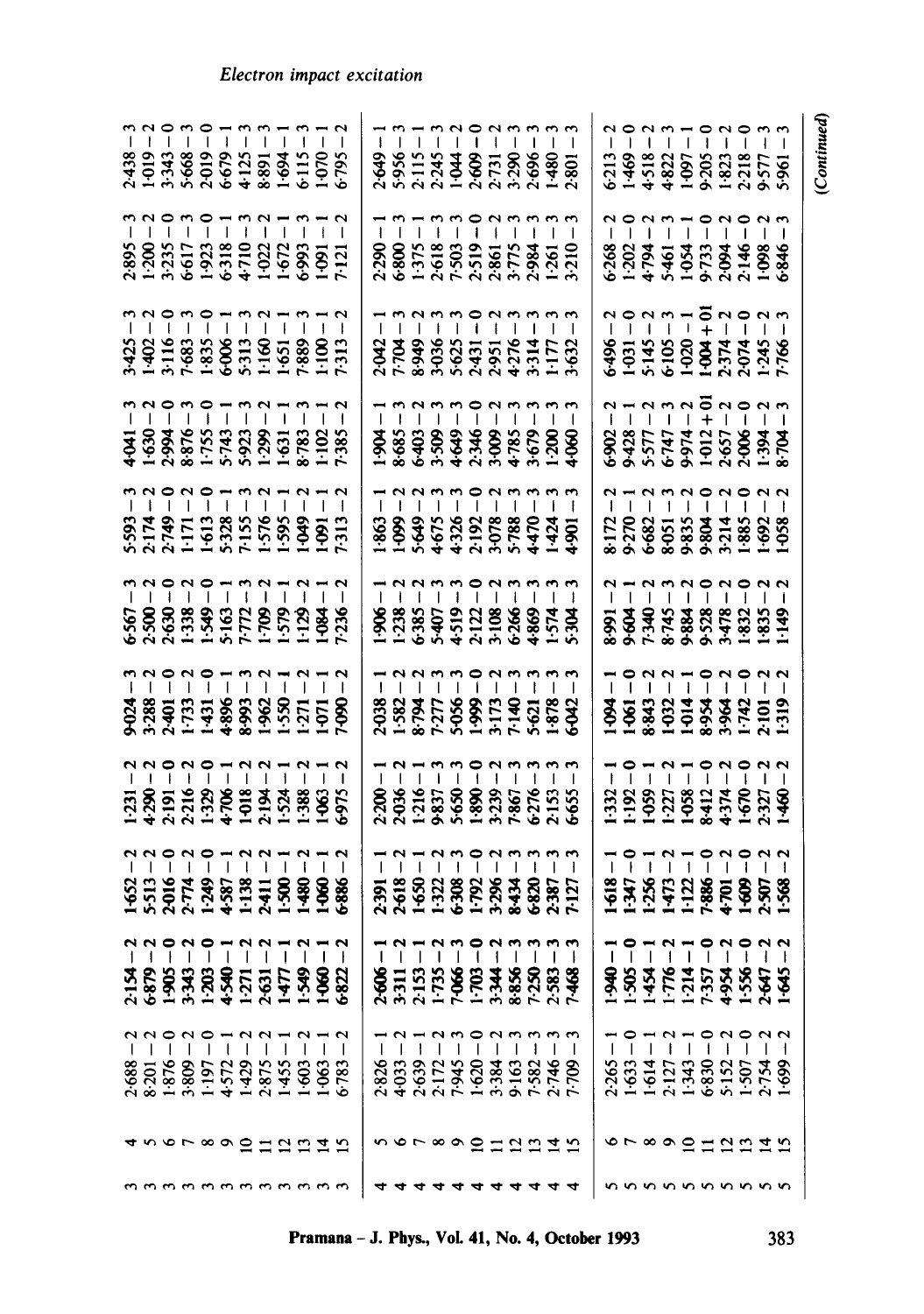| | | | | | | | | | | | | |
|---|---|---|---|---|---|---|---|---|---|---|---|---|
| 3 | 4 | 2·688 − 2 | 2·154 − 2 | 1·652 − 2 | 1·231 − 2 | 9·024 − 3 | 6·567 − 3 | 5·593 − 3 | 4·041 − 3 | 3·425 − 3 | 2·895 − 3 | 2·438 − 3 |
| 3 | 5 | 8·201 − 2 | 6·879 − 2 | 5·513 − 2 | 4·290 − 2 | 3·288 − 2 | 2·500 − 2 | 2·174 − 2 | 1·630 − 2 | 1·402 − 2 | 1·200 − 2 | 1·019 − 2 |
| 3 | 6 | 1·876 − 0 | 1·905 − 0 | 2·016 − 0 | 2·191 − 0 | 2·401 − 0 | 2·630 − 0 | 2·749 − 0 | 2·994 − 0 | 3·116 − 0 | 3·235 − 0 | 3·343 − 0 |
| 3 | 7 | 3·809 − 2 | 3·343 − 2 | 2·774 − 2 | 2·216 − 2 | 1·733 − 2 | 1·338 − 2 | 1·171 − 2 | 8·876 − 3 | 7·683 − 3 | 6·617 − 3 | 5·668 − 3 |
| 3 | 8 | 1·197 − 0 | 1·203 − 0 | 1·249 − 0 | 1·329 − 0 | 1·431 − 0 | 1·549 − 0 | 1·613 − 0 | 1·755 − 0 | 1·835 − 0 | 1·923 − 0 | 2·019 − 0 |
| 3 | 9 | 4·572 − 1 | 4·540 − 1 | 4·587 − 1 | 4·706 − 1 | 4·896 − 1 | 5·163 − 1 | 5·328 − 1 | 5·743 − 1 | 6·006 − 1 | 6·318 − 1 | 6·679 − 1 |
| 3 | 10 | 1·429 − 2 | 1·271 − 2 | 1·138 − 2 | 1·018 − 2 | 8·993 − 3 | 7·772 − 3 | 7·155 − 3 | 5·923 − 3 | 5·313 − 3 | 4·710 − 3 | 4·125 − 3 |
| 3 | 11 | 2·875 − 2 | 2·631 − 2 | 2·411 − 2 | 2·194 − 2 | 1·962 − 2 | 1·709 − 2 | 1·576 − 2 | 1·299 − 2 | 1·160 − 2 | 1·022 − 2 | 8·891 − 3 |
| 3 | 12 | 1·455 − 1 | 1·477 − 1 | 1·500 − 1 | 1·524 − 1 | 1·550 − 1 | 1·579 − 1 | 1·595 − 1 | 1·631 − 1 | 1·651 − 1 | 1·672 − 1 | 1·694 − 1 |
| 3 | 13 | 1·603 − 2 | 1·549 − 2 | 1·480 − 2 | 1·388 − 2 | 1·271 − 2 | 1·129 − 2 | 1·049 − 2 | 8·783 − 3 | 7·889 − 3 | 6·993 − 3 | 6·115 − 3 |
| 3 | 14 | 1·063 − 1 | 1·060 − 1 | 1·060 − 1 | 1·063 − 1 | 1·071 − 1 | 1·084 − 1 | 1·091 − 1 | 1·102 − 1 | 1·100 − 1 | 1·091 − 1 | 1·070 − 1 |
| 3 | 15 | 6·783 − 2 | 6·822 − 2 | 6·886 − 2 | 6·975 − 2 | 7·090 − 2 | 7·236 − 2 | 7·313 − 2 | 7·385 − 2 | 7·313 − 2 | 7·121 − 2 | 6·795 − 2 |
| 4 | 5 | 2·826 − 1 | 2·606 − 1 | 2·391 − 1 | 2·200 − 1 | 2·038 − 1 | 1·906 − 1 | 1·863 − 1 | 1·904 − 1 | 2·042 − 1 | 2·290 − 1 | 2·649 − 1 |
| 4 | 6 | 4·033 − 2 | 3·311 − 2 | 2·618 − 2 | 2·036 − 2 | 1·582 − 2 | 1·238 − 2 | 1·099 − 2 | 8·685 − 3 | 7·704 − 3 | 6·800 − 3 | 5·956 − 3 |
| 4 | 7 | 2·639 − 1 | 2·153 − 1 | 1·650 − 1 | 1·216 − 1 | 8·794 − 2 | 6·385 − 2 | 5·649 − 2 | 6·403 − 2 | 8·949 − 2 | 1·375 − 1 | 2·115 − 1 |
| 4 | 8 | 2·172 − 2 | 1·735 − 2 | 1·322 − 2 | 9·837 − 3 | 7·277 − 3 | 5·407 − 3 | 4·675 − 3 | 3·509 − 3 | 3·036 − 3 | 2·618 − 3 | 2·245 − 3 |
| 4 | 9 | 7·945 − 3 | 7·066 − 3 | 6·308 − 3 | 5·650 − 3 | 5·056 − 3 | 4·519 − 3 | 4·326 − 3 | 4·649 − 3 | 5·625 − 3 | 7·503 − 3 | 1·044 − 2 |
| 4 | 10 | 1·620 − 0 | 1·703 − 0 | 1·792 − 0 | 1·890 − 0 | 1·999 − 0 | 2·122 − 0 | 2·192 − 0 | 2·346 − 0 | 2·431 − 0 | 2·519 − 0 | 2·609 − 0 |
| 4 | 11 | 3·384 − 2 | 3·344 − 2 | 3·296 − 2 | 3·239 − 2 | 3·173 − 2 | 3·108 − 2 | 3·078 − 2 | 3·009 − 2 | 2·951 − 2 | 2·861 − 2 | 2·731 − 2 |
| 4 | 12 | 9·163 − 3 | 8·856 − 3 | 8·434 − 3 | 7·867 − 3 | 7·140 − 3 | 6·266 − 3 | 5·788 − 3 | 4·785 − 3 | 4·276 − 3 | 3·775 − 3 | 3·290 − 3 |
| 4 | 13 | 7·582 − 3 | 7·250 − 3 | 6·820 − 3 | 6·276 − 3 | 5·621 − 3 | 4·869 − 3 | 4·470 − 3 | 3·679 − 3 | 3·314 − 3 | 2·984 − 3 | 2·696 − 3 |
| 4 | 14 | 2·746 − 3 | 2·583 − 3 | 2·387 − 3 | 2·153 − 3 | 1·878 − 3 | 1·574 − 3 | 1·424 − 3 | 1·200 − 3 | 1·177 − 3 | 1·261 − 3 | 1·480 − 3 |
| 4 | 15 | 7·709 − 3 | 7·468 − 3 | 7·127 − 3 | 6·655 − 3 | 6·042 − 3 | 5·304 − 3 | 4·901 − 3 | 4·060 − 3 | 3·632 − 3 | 3·210 − 3 | 2·801 − 3 |
| 5 | 6 | 2·265 − 1 | 1·940 − 1 | 1·618 − 1 | 1·332 − 1 | 1·094 − 1 | 8·991 − 2 | 8·172 − 2 | 6·902 − 2 | 6·496 − 2 | 6·268 − 2 | 6·213 − 2 |
| 5 | 7 | 1·633 − 0 | 1·505 − 0 | 1·347 − 0 | 1·192 − 0 | 1·061 − 0 | 9·604 − 1 | 9·270 − 1 | 9·428 − 1 | 1·031 − 0 | 1·202 − 0 | 1·469 − 0 |
| 5 | 8 | 1·614 − 1 | 1·454 − 1 | 1·256 − 1 | 1·059 − 1 | 8·843 − 2 | 7·340 − 2 | 6·682 − 2 | 5·577 − 2 | 5·145 − 2 | 4·794 − 2 | 4·518 − 2 |
| 5 | 9 | 2·127 − 2 | 1·776 − 2 | 1·473 − 2 | 1·227 − 2 | 1·032 − 2 | 8·745 − 3 | 8·051 − 3 | 6·747 − 3 | 6·105 − 3 | 5·461 − 3 | 4·822 − 3 |
| 5 | 10 | 1·343 − 1 | 1·214 − 1 | 1·122 − 1 | 1·058 − 1 | 1·014 − 1 | 9·884 − 2 | 9·835 − 2 | 9·974 − 2 | 1·020 − 1 | 1·054 − 1 | 1·097 − 1 |
| 5 | 11 | 6·830 − 0 | 7·357 − 0 | 7·886 − 0 | 8·412 − 0 | 8·954 − 0 | 9·528 − 0 | 9·804 − 0 | 1·012 + 01 | 1·004 + 01 | 9·733 − 0 | 9·205 − 0 |
| 5 | 12 | 5·152 − 2 | 4·954 − 2 | 4·701 − 2 | 4·374 − 2 | 3·964 − 2 | 3·478 − 2 | 3·214 − 2 | 2·657 − 2 | 2·374 − 2 | 2·094 − 2 | 1·823 − 2 |
| 5 | 13 | 1·507 − 0 | 1·556 − 0 | 1·609 − 0 | 1·670 − 0 | 1·742 − 0 | 1·832 − 0 | 1·885 − 0 | 2·006 − 0 | 2·074 − 0 | 2·146 − 0 | 2·218 − 0 |
| 5 | 14 | 2·754 − 2 | 2·647 − 2 | 2·507 − 2 | 2·327 − 2 | 2·101 − 2 | 1·835 − 2 | 1·692 − 2 | 1·394 − 2 | 1·245 − 2 | 1·098 − 2 | 9·577 − 3 |
| 5 | 15 | 1·699 − 2 | 1·645 − 2 | 1·568 − 2 | 1·460 − 2 | 1·319 − 2 | 1·149 − 2 | 1·058 − 2 | 8·704 − 3 | 7·766 − 3 | 6·846 − 3 | 5·961 − 3 |

*(Continued)*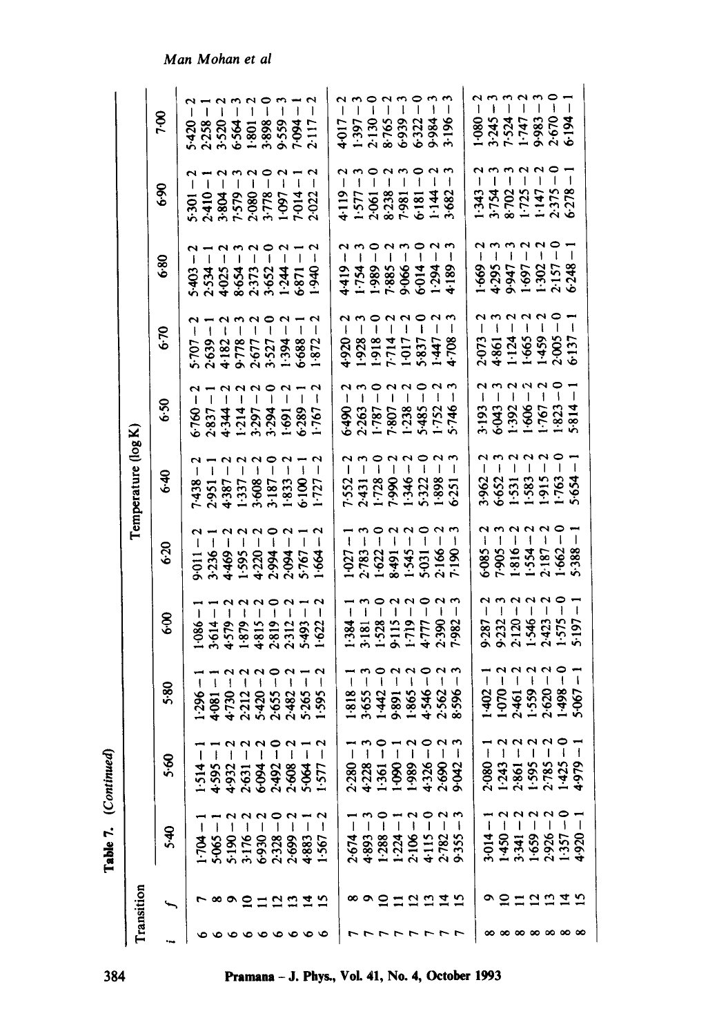**Table 7.** (*Continued*)

| Transition | | Temperature (log K) | | | | | | | | | | | |
|---|---|---|---|---|---|---|---|---|---|---|---|---|---|
| $i$ | $f$ | 5·40 | 5·60 | 5·80 | 6·00 | 6·20 | 6·40 | 6·50 | 6·70 | 6·80 | 6·90 | 7·00 |
| 6 | 7 | 1·704 − 1 | 1·514 − 1 | 1·296 − 1 | 1·086 − 1 | 9·011 − 2 | 7·438 − 2 | 6·760 − 2 | 5·707 − 2 | 5·403 − 2 | 5·301 − 2 | 5·420 − 2 |
| 6 | 8 | 5·065 − 1 | 4·595 − 1 | 4·081 − 1 | 3·614 − 1 | 3·236 − 1 | 2·951 − 1 | 2·837 − 1 | 2·639 − 1 | 2·534 − 1 | 2·410 − 1 | 2·258 − 1 |
| 6 | 9 | 5·190 − 2 | 4·932 − 2 | 4·730 − 2 | 4·579 − 2 | 4·469 − 2 | 4·387 − 2 | 4·344 − 2 | 4·182 − 2 | 4·025 − 2 | 3·804 − 2 | 3·520 − 2 |
| 6 | 10 | 3·176 − 2 | 2·631 − 2 | 2·212 − 2 | 1·879 − 2 | 1·595 − 2 | 1·337 − 2 | 1·214 − 2 | 9·778 − 3 | 8·654 − 3 | 7·579 − 3 | 6·564 − 3 |
| 6 | 11 | 6·930 − 2 | 6·094 − 2 | 5·420 − 2 | 4·815 − 2 | 4·220 − 2 | 3·608 − 2 | 3·297 − 2 | 2·677 − 2 | 2·373 − 2 | 2·080 − 2 | 1·801 − 2 |
| 6 | 12 | 2·328 − 0 | 2·492 − 0 | 2·655 − 0 | 2·819 − 0 | 2·994 − 0 | 3·187 − 0 | 3·294 − 0 | 3·527 − 0 | 3·652 − 0 | 3·778 − 0 | 3·898 − 0 |
| 6 | 13 | 2·699 − 2 | 2·608 − 2 | 2·482 − 2 | 2·312 − 2 | 2·094 − 2 | 1·833 − 2 | 1·691 − 2 | 1·394 − 2 | 1·244 − 2 | 1·097 − 2 | 9·559 − 3 |
| 6 | 14 | 4·883 − 1 | 5·064 − 1 | 5·265 − 1 | 5·493 − 1 | 5·767 − 1 | 6·100 − 1 | 6·289 − 1 | 6·688 − 1 | 6·871 − 1 | 7·014 − 1 | 7·094 − 1 |
| 6 | 15 | 1·567 − 2 | 1·577 − 2 | 1·595 − 2 | 1·622 − 2 | 1·664 − 2 | 1·727 − 2 | 1·767 − 2 | 1·872 − 2 | 1·940 − 2 | 2·022 − 2 | 2·117 − 2 |
| 7 | 8 | 2·674 − 1 | 2·280 − 1 | 1·818 − 1 | 1·384 − 1 | 1·027 − 1 | 7·552 − 2 | 6·490 − 2 | 4·920 − 2 | 4·419 − 2 | 4·119 − 2 | 4·017 − 2 |
| 7 | 9 | 4·893 − 3 | 4·228 − 3 | 3·655 − 3 | 3·181 − 3 | 2·783 − 3 | 2·431 − 3 | 2·263 − 3 | 1·928 − 3 | 1·754 − 3 | 1·577 − 3 | 1·397 − 3 |
| 7 | 10 | 1·288 − 0 | 1·361 − 0 | 1·442 − 0 | 1·528 − 0 | 1·622 − 0 | 1·728 − 0 | 1·787 − 0 | 1·918 − 0 | 1·989 − 0 | 2·061 − 0 | 2·130 − 0 |
| 7 | 11 | 1·224 − 1 | 1·090 − 1 | 9·891 − 2 | 9·115 − 2 | 8·491 − 2 | 7·990 − 2 | 7·807 − 2 | 7·714 − 2 | 7·885 − 2 | 8·238 − 2 | 8·765 − 2 |
| 7 | 12 | 2·106 − 2 | 1·989 − 2 | 1·865 − 2 | 1·719 − 2 | 1·545 − 2 | 1·346 − 2 | 1·238 − 2 | 1·017 − 2 | 9·066 − 3 | 7·981 − 3 | 6·939 − 3 |
| 7 | 13 | 4·115 − 0 | 4·326 − 0 | 4·546 − 0 | 4·777 − 0 | 5·031 − 0 | 5·322 − 0 | 5·485 − 0 | 5·837 − 0 | 6·014 − 0 | 6·181 − 0 | 6·322 − 0 |
| 7 | 14 | 2·782 − 2 | 2·690 − 2 | 2·562 − 2 | 2·390 − 2 | 2·166 − 2 | 1·898 − 2 | 1·752 − 2 | 1·447 − 2 | 1·294 − 2 | 1·144 − 2 | 9·984 − 3 |
| 7 | 15 | 9·355 − 3 | 9·042 − 3 | 8·596 − 3 | 7·982 − 3 | 7·190 − 3 | 6·251 − 3 | 5·746 − 3 | 4·708 − 3 | 4·189 − 3 | 3·682 − 3 | 3·196 − 3 |
| 8 | 9 | 3·014 − 1 | 2·080 − 1 | 1·402 − 1 | 9·287 − 2 | 6·085 − 2 | 3·962 − 2 | 3·193 − 2 | 2·073 − 2 | 1·669 − 2 | 1·343 − 2 | 1·080 − 2 |
| 8 | 10 | 1·450 − 2 | 1·243 − 2 | 1·070 − 2 | 9·232 − 3 | 7·905 − 3 | 6·652 − 3 | 6·043 − 3 | 4·861 − 3 | 4·295 − 3 | 3·754 − 3 | 3·245 − 3 |
| 8 | 11 | 3·341 − 2 | 2·861 − 2 | 2·461 − 2 | 2·120 − 2 | 1·816 − 2 | 1·531 − 2 | 1·392 − 2 | 1·124 − 2 | 9·947 − 3 | 8·702 − 3 | 7·524 − 3 |
| 8 | 12 | 1·659 − 2 | 1·595 − 2 | 1·559 − 2 | 1·546 − 2 | 1·554 − 2 | 1·583 − 2 | 1·606 − 2 | 1·665 − 2 | 1·697 − 2 | 1·725 − 2 | 1·747 − 2 |
| 8 | 13 | 2·926 − 2 | 2·785 − 2 | 2·620 − 2 | 2·423 − 2 | 2·187 − 2 | 1·915 − 2 | 1·767 − 2 | 1·459 − 2 | 1·302 − 2 | 1·147 − 2 | 9·983 − 3 |
| 8 | 14 | 1·357 − 0 | 1·425 − 0 | 1·498 − 0 | 1·575 − 0 | 1·662 − 0 | 1·763 − 0 | 1·823 − 0 | 2·005 − 0 | 2·157 − 0 | 2·375 − 0 | 2·670 − 0 |
| 8 | 15 | 4·920 − 1 | 4·979 − 1 | 5·067 − 1 | 5·197 − 1 | 5·388 − 1 | 5·654 − 1 | 5·814 − 1 | 6·137 − 1 | 6·248 − 1 | 6·278 − 1 | 6·194 − 1 |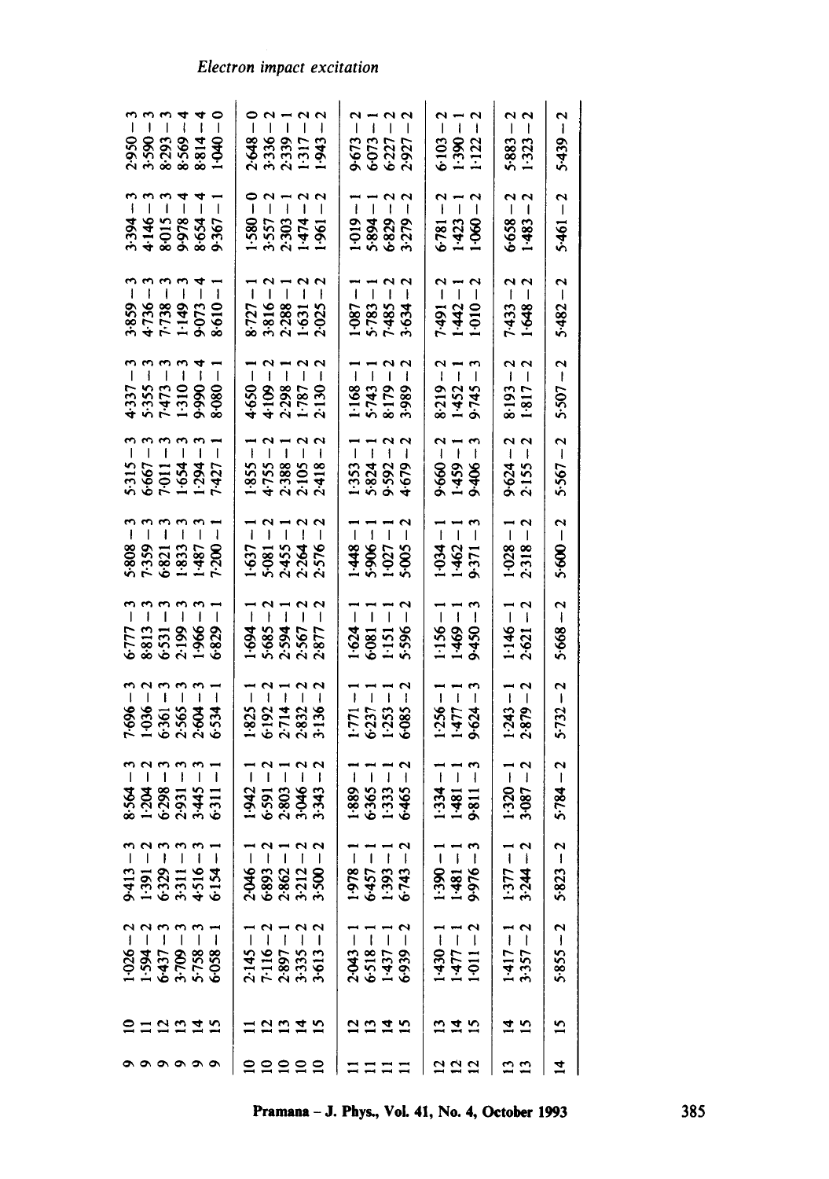| | | | | | | | | | | | | |
|---|---|---|---|---|---|---|---|---|---|---|---|---|
| 9 | 10 | 1·026 − 2 | 9·413 − 3 | 8·564 − 3 | 7·696 − 3 | 6·777 − 3 | 5·808 − 3 | 5·315 − 3 | 4·337 − 3 | 3·859 − 3 | 3·394 − 3 | 2·950 − 3 |
| 9 | 11 | 1·594 − 2 | 1·391 − 2 | 1·204 − 2 | 1·036 − 2 | 8·813 − 3 | 7·359 − 3 | 6·667 − 3 | 5·355 − 3 | 4·736 − 3 | 4·146 − 3 | 3·590 − 3 |
| 9 | 12 | 6·437 − 3 | 6·329 − 3 | 6·298 − 3 | 6·361 − 3 | 6·531 − 3 | 6·821 − 3 | 7·011 − 3 | 7·473 − 3 | 7·738 − 3 | 8·015 − 3 | 8·293 − 3 |
| 9 | 13 | 3·709 − 3 | 3·311 − 3 | 2·931 − 3 | 2·565 − 3 | 2·199 − 3 | 1·833 − 3 | 1·654 − 3 | 1·310 − 3 | 1·149 − 3 | 9·978 − 4 | 8·569 − 4 |
| 9 | 14 | 5·758 − 3 | 4·516 − 3 | 3·445 − 3 | 2·604 − 3 | 1·966 − 3 | 1·487 − 3 | 1·294 − 3 | 9·990 − 4 | 9·073 − 4 | 8·654 − 4 | 8·814 − 4 |
| 9 | 15 | 6·058 − 1 | 6·154 − 1 | 6·311 − 1 | 6·534 − 1 | 6·829 − 1 | 7·200 − 1 | 7·427 − 1 | 8·080 − 1 | 8·610 − 1 | 9·367 − 1 | 1·040 − 0 |
| 10 | 11 | 2·145 − 1 | 2·046 − 1 | 1·942 − 1 | 1·825 − 1 | 1·694 − 1 | 1·637 − 1 | 1·855 − 1 | 4·650 − 1 | 8·727 − 1 | 1·580 − 0 | 2·648 − 0 |
| 10 | 12 | 7·116 − 2 | 6·893 − 2 | 6·591 − 2 | 6·192 − 2 | 5·685 − 2 | 5·081 − 2 | 4·755 − 2 | 4·109 − 2 | 3·816 − 2 | 3·557 − 2 | 3·336 − 2 |
| 10 | 13 | 2·897 − 1 | 2·862 − 1 | 2·803 − 1 | 2·714 − 1 | 2·594 − 1 | 2·455 − 1 | 2·388 − 1 | 2·298 − 1 | 2·288 − 1 | 2·303 − 1 | 2·339 − 1 |
| 10 | 14 | 3·335 − 2 | 3·212 − 2 | 3·046 − 2 | 2·832 − 2 | 2·567 − 2 | 2·264 − 2 | 2·105 − 2 | 1·787 − 2 | 1·631 − 2 | 1·474 − 2 | 1·317 − 2 |
| 10 | 15 | 3·613 − 2 | 3·500 − 2 | 3·343 − 2 | 3·136 − 2 | 2·877 − 2 | 2·576 − 2 | 2·418 − 2 | 2·130 − 2 | 2·025 − 2 | 1·961 − 2 | 1·943 − 2 |
| 11 | 12 | 2·043 − 1 | 1·978 − 1 | 1·889 − 1 | 1·771 − 1 | 1·624 − 1 | 1·448 − 1 | 1·353 − 1 | 1·168 − 1 | 1·087 − 1 | 1·019 − 1 | 9·673 − 2 |
| 11 | 13 | 6·518 − 1 | 6·457 − 1 | 6·365 − 1 | 6·237 − 1 | 6·081 − 1 | 5·906 − 1 | 5·824 − 1 | 5·743 − 1 | 5·783 − 1 | 5·894 − 1 | 6·073 − 1 |
| 11 | 14 | 1·437 − 1 | 1·393 − 1 | 1·333 − 1 | 1·253 − 1 | 1·151 − 1 | 1·027 − 1 | 9·592 − 2 | 8·179 − 2 | 7·485 − 2 | 6·829 − 2 | 6·227 − 2 |
| 11 | 15 | 6·939 − 2 | 6·743 − 2 | 6·465 − 2 | 6·085 − 2 | 5·596 − 2 | 5·005 − 2 | 4·679 − 2 | 3·989 − 2 | 3·634 − 2 | 3·279 − 2 | 2·927 − 2 |
| 12 | 13 | 1·430 − 1 | 1·390 − 1 | 1·334 − 1 | 1·256 − 1 | 1·156 − 1 | 1·034 − 1 | 9·660 − 2 | 8·219 − 2 | 7·491 − 2 | 6·781 − 2 | 6·103 − 2 |
| 12 | 14 | 1·477 − 1 | 1·481 − 1 | 1·481 − 1 | 1·477 − 1 | 1·469 − 1 | 1·462 − 1 | 1·459 − 1 | 1·452 − 1 | 1·442 − 1 | 1·423 − 1 | 1·390 − 1 |
| 12 | 15 | 1·011 − 2 | 9·976 − 3 | 9·811 − 3 | 9·624 − 3 | 9·450 − 3 | 9·371 − 3 | 9·406 − 3 | 9·745 − 3 | 1·010 − 2 | 1·060 − 2 | 1·122 − 2 |
| 13 | 14 | 1·417 − 1 | 1·377 − 1 | 1·320 − 1 | 1·243 − 1 | 1·146 − 1 | 1·028 − 1 | 9·624 − 2 | 8·193 − 2 | 7·433 − 2 | 6·658 − 2 | 5·883 − 2 |
| 13 | 15 | 3·357 − 2 | 3·244 − 2 | 3·087 − 2 | 2·879 − 2 | 2·621 − 2 | 2·318 − 2 | 2·155 − 2 | 1·817 − 2 | 1·648 − 2 | 1·483 − 2 | 1·323 − 2 |
| 14 | 15 | 5·855 − 2 | 5·823 − 2 | 5·784 − 2 | 5·732 − 2 | 5·668 − 2 | 5·600 − 2 | 5·567 − 2 | 5·507 − 2 | 5·482 − 2 | 5·461 − 2 | 5·439 − 2 |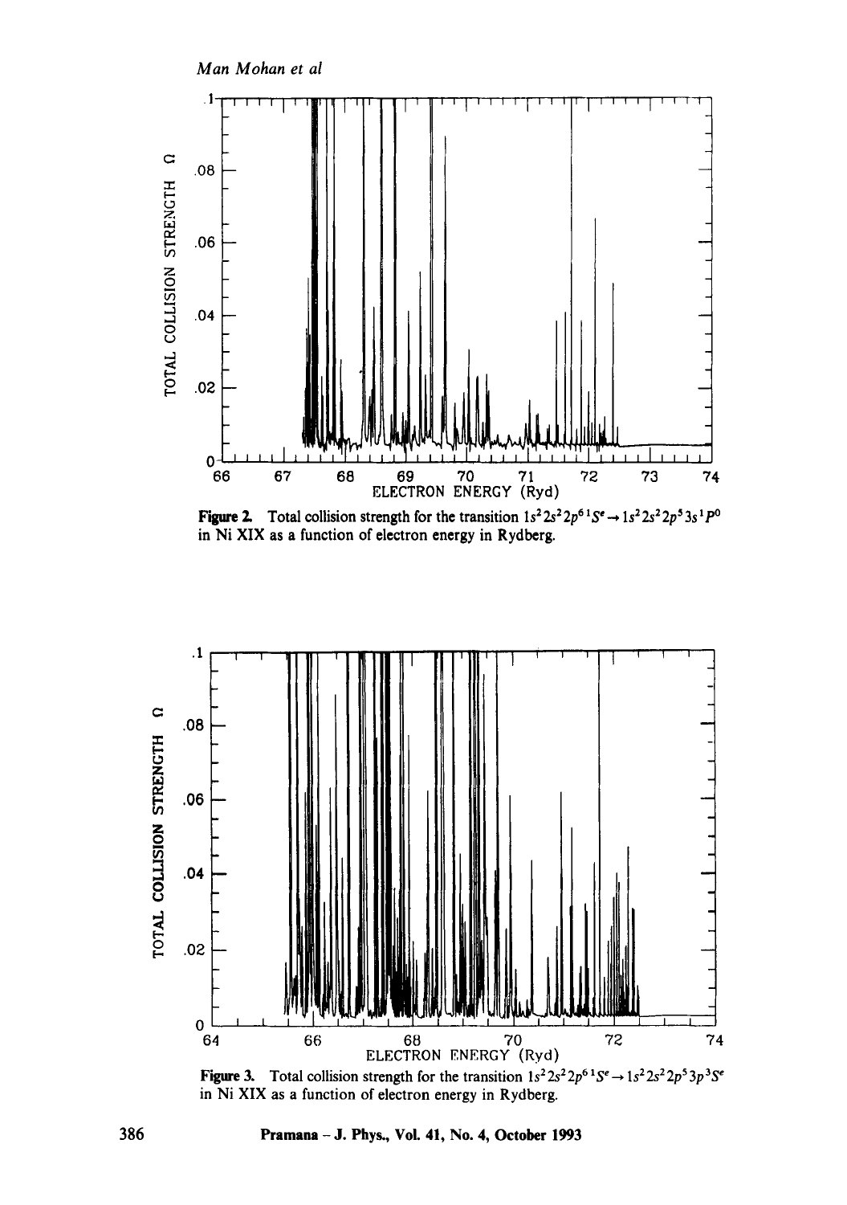Figure 2. Total collision strength for the transition $1s^2 2s^2 2p^6\,{}^1S^e \rightarrow 1s^2 2s^2 2p^5 3s\,{}^1P^o$ in Ni XIX as a function of electron energy in Rydberg.

Figure 3. Total collision strength for the transition $1s^2 2s^2 2p^6\,{}^1S^e \rightarrow 1s^2 2s^2 2p^5 3p\,{}^3S^e$ in Ni XIX as a function of electron energy in Rydberg.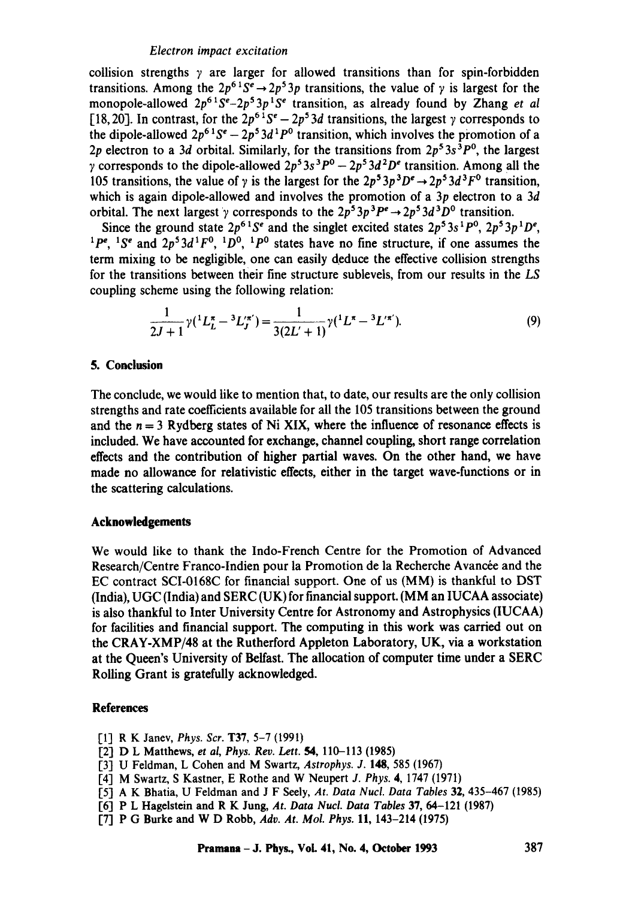collision strengths $\gamma$ are larger for allowed transitions than for spin-forbidden transitions. Among the $2p^6\,{}^1S^e \rightarrow 2p^5 3p$ transitions, the value of $\gamma$ is largest for the monopole-allowed $2p^6\,{}^1S^e$–$2p^5 3p\,{}^1S^e$ transition, as already found by Zhang *et al* [18, 20]. In contrast, for the $2p^6\,{}^1S^e - 2p^5 3d$ transitions, the largest $\gamma$ corresponds to the dipole-allowed $2p^6\,{}^1S^e - 2p^5 3d\,{}^1P^0$ transition, which involves the promotion of a $2p$ electron to a $3d$ orbital. Similarly, for the transitions from $2p^5 3s\,{}^3P^0$, the largest $\gamma$ corresponds to the dipole-allowed $2p^5 3s\,{}^3P^0 - 2p^5 3d\,{}^2D^e$ transition. Among all the 105 transitions, the value of $\gamma$ is the largest for the $2p^5 3p\,{}^3D^e \rightarrow 2p^5 3d\,{}^3F^0$ transition, which is again dipole-allowed and involves the promotion of a $3p$ electron to a $3d$ orbital. The next largest $\gamma$ corresponds to the $2p^5 3p\,{}^3P^e \rightarrow 2p^5 3d\,{}^3D^0$ transition.

Since the ground state $2p^6\,{}^1S^e$ and the singlet excited states $2p^5 3s\,{}^1P^0$, $2p^5 3p\,{}^1D^e$, ${}^1P^e$, ${}^1S^e$ and $2p^5 3d\,{}^1F^0$, ${}^1D^0$, ${}^1P^0$ states have no fine structure, if one assumes the term mixing to be negligible, one can easily deduce the effective collision strengths for the transitions between their fine structure sublevels, from our results in the $LS$ coupling scheme using the following relation:

$$\frac{1}{2J+1}\gamma({}^1L^{\pi}_{L} - {}^3L'^{\pi'}_{J}) = \frac{1}{3(2L'+1)}\gamma({}^1L^{\pi} - {}^3L'^{\pi'}). \tag{9}$$

## 5. Conclusion

The conclude, we would like to mention that, to date, our results are the only collision strengths and rate coefficients available for all the 105 transitions between the ground and the $n = 3$ Rydberg states of Ni XIX, where the influence of resonance effects is included. We have accounted for exchange, channel coupling, short range correlation effects and the contribution of higher partial waves. On the other hand, we have made no allowance for relativistic effects, either in the target wave-functions or in the scattering calculations.

## Acknowledgements

We would like to thank the Indo-French Centre for the Promotion of Advanced Research/Centre Franco-Indien pour la Promotion de la Recherche Avancée and the EC contract SCI-0168C for financial support. One of us (MM) is thankful to DST (India), UGC (India) and SERC (UK) for financial support. (MM an IUCAA associate) is also thankful to Inter University Centre for Astronomy and Astrophysics (IUCAA) for facilities and financial support. The computing in this work was carried out on the CRAY-XMP/48 at the Rutherford Appleton Laboratory, UK, via a workstation at the Queen's University of Belfast. The allocation of computer time under a SERC Rolling Grant is gratefully acknowledged.

## References

[1] R K Janev, *Phys. Scr.* **T37**, 5–7 (1991)
[2] D L Matthews, *et al*, *Phys. Rev. Lett.* **54**, 110–113 (1985)
[3] U Feldman, L Cohen and M Swartz, *Astrophys. J.* **148**, 585 (1967)
[4] M Swartz, S Kastner, E Rothe and W Neupert *J. Phys.* **4**, 1747 (1971)
[5] A K Bhatia, U Feldman and J F Seely, *At. Data Nucl. Data Tables* **32**, 435–467 (1985)
[6] P L Hagelstein and R K Jung, *At. Data Nucl. Data Tables* **37**, 64–121 (1987)
[7] P G Burke and W D Robb, *Adv. At. Mol. Phys.* **11**, 143–214 (1975)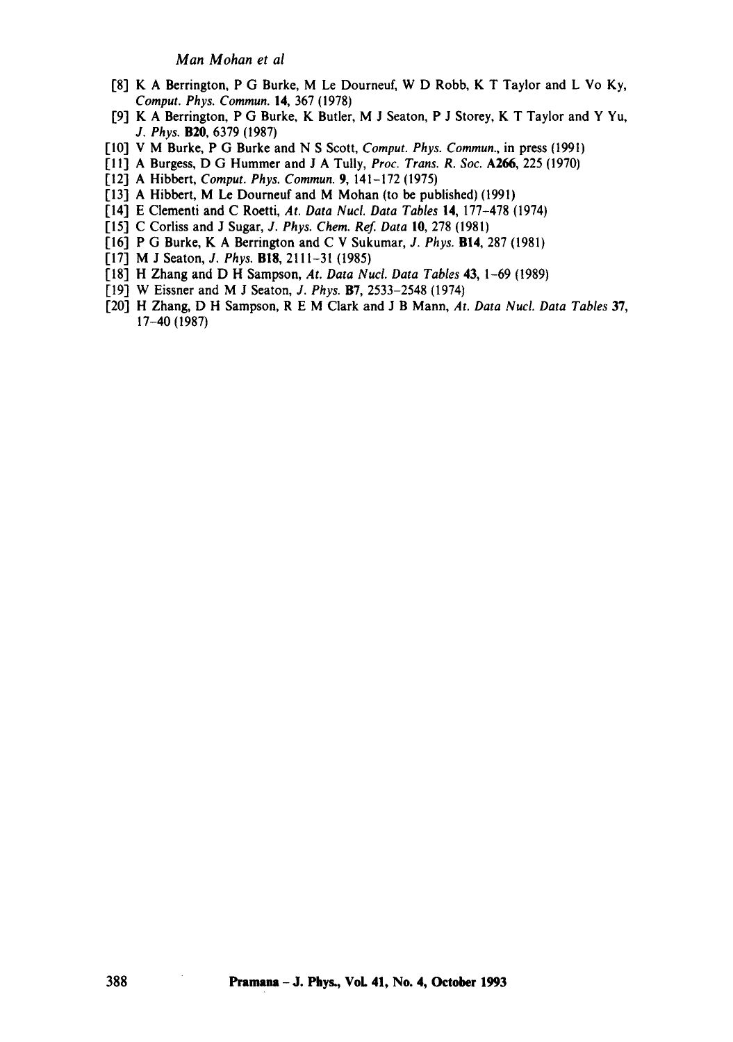[8] K A Berrington, P G Burke, M Le Dourneuf, W D Robb, K T Taylor and L Vo Ky, *Comput. Phys. Commun.* **14**, 367 (1978)

[9] K A Berrington, P G Burke, K Butler, M J Seaton, P J Storey, K T Taylor and Y Yu, *J. Phys.* **B20**, 6379 (1987)

[10] V M Burke, P G Burke and N S Scott, *Comput. Phys. Commun.*, in press (1991)

[11] A Burgess, D G Hummer and J A Tully, *Proc. Trans. R. Soc.* **A266**, 225 (1970)

[12] A Hibbert, *Comput. Phys. Commun.* **9**, 141–172 (1975)

[13] A Hibbert, M Le Dourneuf and M Mohan (to be published) (1991)

[14] E Clementi and C Roetti, *At. Data Nucl. Data Tables* **14**, 177–478 (1974)

[15] C Corliss and J Sugar, *J. Phys. Chem. Ref. Data* **10**, 278 (1981)

[16] P G Burke, K A Berrington and C V Sukumar, *J. Phys.* **B14**, 287 (1981)

[17] M J Seaton, *J. Phys.* **B18**, 2111–31 (1985)

[18] H Zhang and D H Sampson, *At. Data Nucl. Data Tables* **43**, 1–69 (1989)

[19] W Eissner and M J Seaton, *J. Phys.* **B7**, 2533–2548 (1974)

[20] H Zhang, D H Sampson, R E M Clark and J B Mann, *At. Data Nucl. Data Tables* **37**, 17–40 (1987)